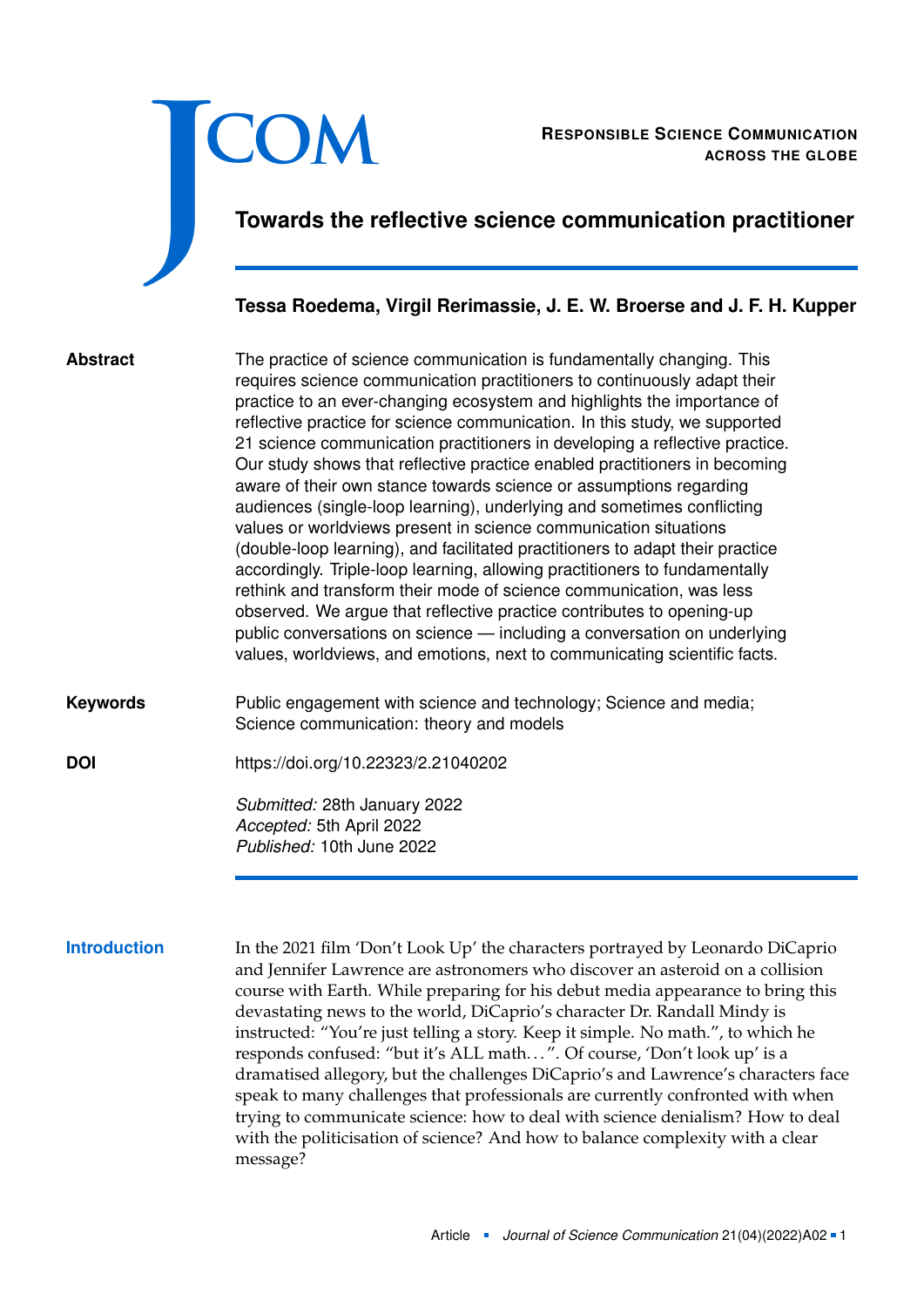# Towards the reflective science communication practitioner

**Tessa Roedema, Virgil Rerimassie, J. E. W. Broerse and J. F. H. Kupper**

**Abstract**

The practice of science communication is fundamentally changing. This requires science communication practitioners to continuously adapt their practice to an ever-changing ecosystem and highlights the importance of reflective practice for science communication. In this study, we supported 21 science communication practitioners in developing a reflective practice. Our study shows that reflective practice enabled practitioners in becoming aware of their own stance towards science or assumptions regarding audiences (single-loop learning), underlying and sometimes conflicting values or worldviews present in science communication situations (double-loop learning), and facilitated practitioners to adapt their practice accordingly. Triple-loop learning, allowing practitioners to fundamentally rethink and transform their mode of science communication, was less observed. We argue that reflective practice contributes to opening-up public conversations on science — including a conversation on underlying values, worldviews, and emotions, next to communicating scientific facts.

**Keywords**

Public engagement with science and technology; Science and media; Science communication: theory and models

**DOI**

https://doi.org/10.22323/2.21040202

*Submitted:* 28th January 2022
*Accepted:* 5th April 2022
*Published:* 10th June 2022

## Introduction

In the 2021 film 'Don't Look Up' the characters portrayed by Leonardo DiCaprio and Jennifer Lawrence are astronomers who discover an asteroid on a collision course with Earth. While preparing for his debut media appearance to bring this devastating news to the world, DiCaprio's character Dr. Randall Mindy is instructed: "You're just telling a story. Keep it simple. No math.", to which he responds confused: "but it's ALL math. . . ". Of course, 'Don't look up' is a dramatised allegory, but the challenges DiCaprio's and Lawrence's characters face speak to many challenges that professionals are currently confronted with when trying to communicate science: how to deal with science denialism? How to deal with the politicisation of science? And how to balance complexity with a clear message?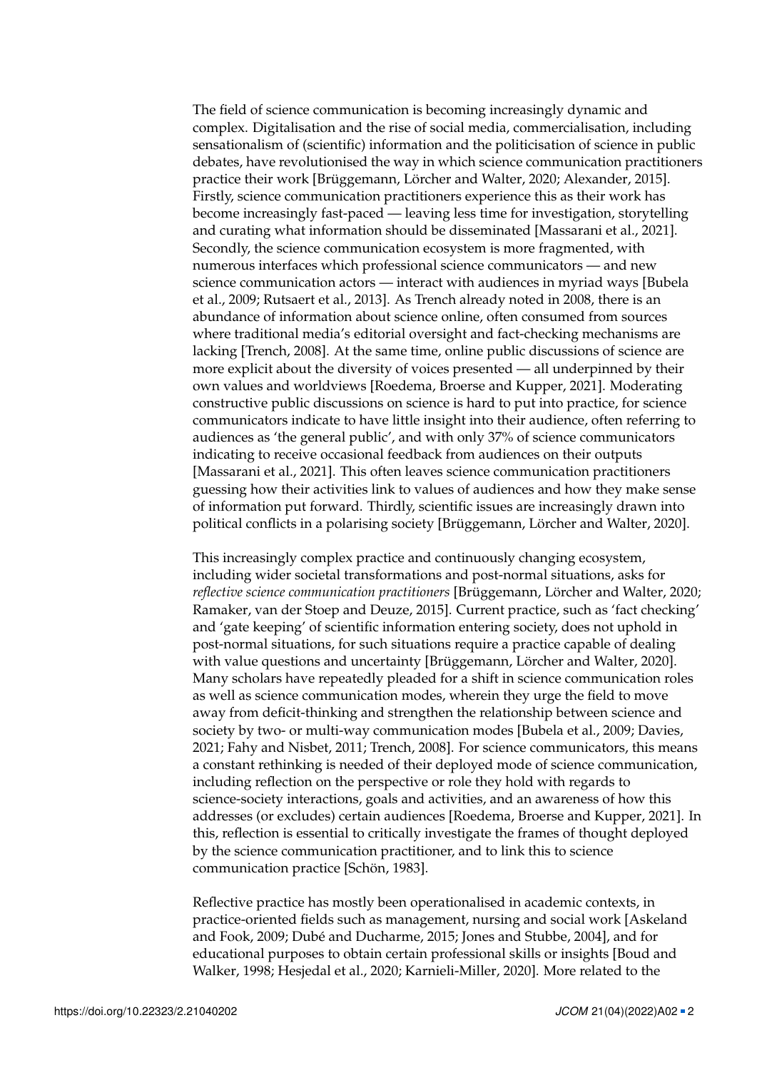The field of science communication is becoming increasingly dynamic and complex. Digitalisation and the rise of social media, commercialisation, including sensationalism of (scientific) information and the politicisation of science in public debates, have revolutionised the way in which science communication practitioners practice their work [Brüggemann, Lörcher and Walter, 2020; Alexander, 2015]. Firstly, science communication practitioners experience this as their work has become increasingly fast-paced — leaving less time for investigation, storytelling and curating what information should be disseminated [Massarani et al., 2021]. Secondly, the science communication ecosystem is more fragmented, with numerous interfaces which professional science communicators — and new science communication actors — interact with audiences in myriad ways [Bubela et al., 2009; Rutsaert et al., 2013]. As Trench already noted in 2008, there is an abundance of information about science online, often consumed from sources where traditional media's editorial oversight and fact-checking mechanisms are lacking [Trench, 2008]. At the same time, online public discussions of science are more explicit about the diversity of voices presented — all underpinned by their own values and worldviews [Roedema, Broerse and Kupper, 2021]. Moderating constructive public discussions on science is hard to put into practice, for science communicators indicate to have little insight into their audience, often referring to audiences as 'the general public', and with only 37% of science communicators indicating to receive occasional feedback from audiences on their outputs [Massarani et al., 2021]. This often leaves science communication practitioners guessing how their activities link to values of audiences and how they make sense of information put forward. Thirdly, scientific issues are increasingly drawn into political conflicts in a polarising society [Brüggemann, Lörcher and Walter, 2020].

This increasingly complex practice and continuously changing ecosystem, including wider societal transformations and post-normal situations, asks for *reflective science communication practitioners* [Brüggemann, Lörcher and Walter, 2020; Ramaker, van der Stoep and Deuze, 2015]. Current practice, such as 'fact checking' and 'gate keeping' of scientific information entering society, does not uphold in post-normal situations, for such situations require a practice capable of dealing with value questions and uncertainty [Brüggemann, Lörcher and Walter, 2020]. Many scholars have repeatedly pleaded for a shift in science communication roles as well as science communication modes, wherein they urge the field to move away from deficit-thinking and strengthen the relationship between science and society by two- or multi-way communication modes [Bubela et al., 2009; Davies, 2021; Fahy and Nisbet, 2011; Trench, 2008]. For science communicators, this means a constant rethinking is needed of their deployed mode of science communication, including reflection on the perspective or role they hold with regards to science-society interactions, goals and activities, and an awareness of how this addresses (or excludes) certain audiences [Roedema, Broerse and Kupper, 2021]. In this, reflection is essential to critically investigate the frames of thought deployed by the science communication practitioner, and to link this to science communication practice [Schön, 1983].

Reflective practice has mostly been operationalised in academic contexts, in practice-oriented fields such as management, nursing and social work [Askeland and Fook, 2009; Dubé and Ducharme, 2015; Jones and Stubbe, 2004], and for educational purposes to obtain certain professional skills or insights [Boud and Walker, 1998; Hesjedal et al., 2020; Karnieli-Miller, 2020]. More related to the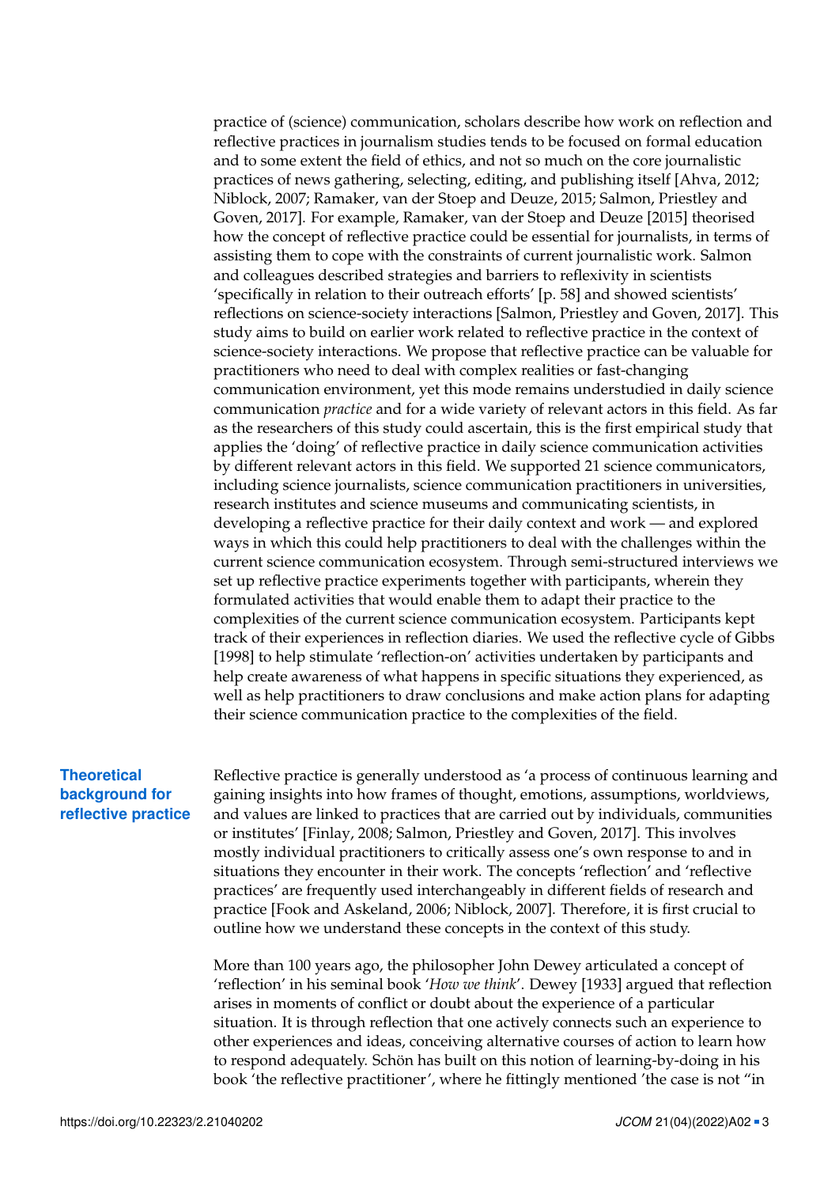practice of (science) communication, scholars describe how work on reflection and reflective practices in journalism studies tends to be focused on formal education and to some extent the field of ethics, and not so much on the core journalistic practices of news gathering, selecting, editing, and publishing itself [Ahva, 2012; Niblock, 2007; Ramaker, van der Stoep and Deuze, 2015; Salmon, Priestley and Goven, 2017]. For example, Ramaker, van der Stoep and Deuze [2015] theorised how the concept of reflective practice could be essential for journalists, in terms of assisting them to cope with the constraints of current journalistic work. Salmon and colleagues described strategies and barriers to reflexivity in scientists 'specifically in relation to their outreach efforts' [p. 58] and showed scientists' reflections on science-society interactions [Salmon, Priestley and Goven, 2017]. This study aims to build on earlier work related to reflective practice in the context of science-society interactions. We propose that reflective practice can be valuable for practitioners who need to deal with complex realities or fast-changing communication environment, yet this mode remains understudied in daily science communication *practice* and for a wide variety of relevant actors in this field. As far as the researchers of this study could ascertain, this is the first empirical study that applies the 'doing' of reflective practice in daily science communication activities by different relevant actors in this field. We supported 21 science communicators, including science journalists, science communication practitioners in universities, research institutes and science museums and communicating scientists, in developing a reflective practice for their daily context and work — and explored ways in which this could help practitioners to deal with the challenges within the current science communication ecosystem. Through semi-structured interviews we set up reflective practice experiments together with participants, wherein they formulated activities that would enable them to adapt their practice to the complexities of the current science communication ecosystem. Participants kept track of their experiences in reflection diaries. We used the reflective cycle of Gibbs [1998] to help stimulate 'reflection-on' activities undertaken by participants and help create awareness of what happens in specific situations they experienced, as well as help practitioners to draw conclusions and make action plans for adapting their science communication practice to the complexities of the field.

## Theoretical background for reflective practice

Reflective practice is generally understood as 'a process of continuous learning and gaining insights into how frames of thought, emotions, assumptions, worldviews, and values are linked to practices that are carried out by individuals, communities or institutes' [Finlay, 2008; Salmon, Priestley and Goven, 2017]. This involves mostly individual practitioners to critically assess one's own response to and in situations they encounter in their work. The concepts 'reflection' and 'reflective practices' are frequently used interchangeably in different fields of research and practice [Fook and Askeland, 2006; Niblock, 2007]. Therefore, it is first crucial to outline how we understand these concepts in the context of this study.

More than 100 years ago, the philosopher John Dewey articulated a concept of 'reflection' in his seminal book '*How we think*'. Dewey [1933] argued that reflection arises in moments of conflict or doubt about the experience of a particular situation. It is through reflection that one actively connects such an experience to other experiences and ideas, conceiving alternative courses of action to learn how to respond adequately. Schön has built on this notion of learning-by-doing in his book 'the reflective practitioner', where he fittingly mentioned 'the case is not "in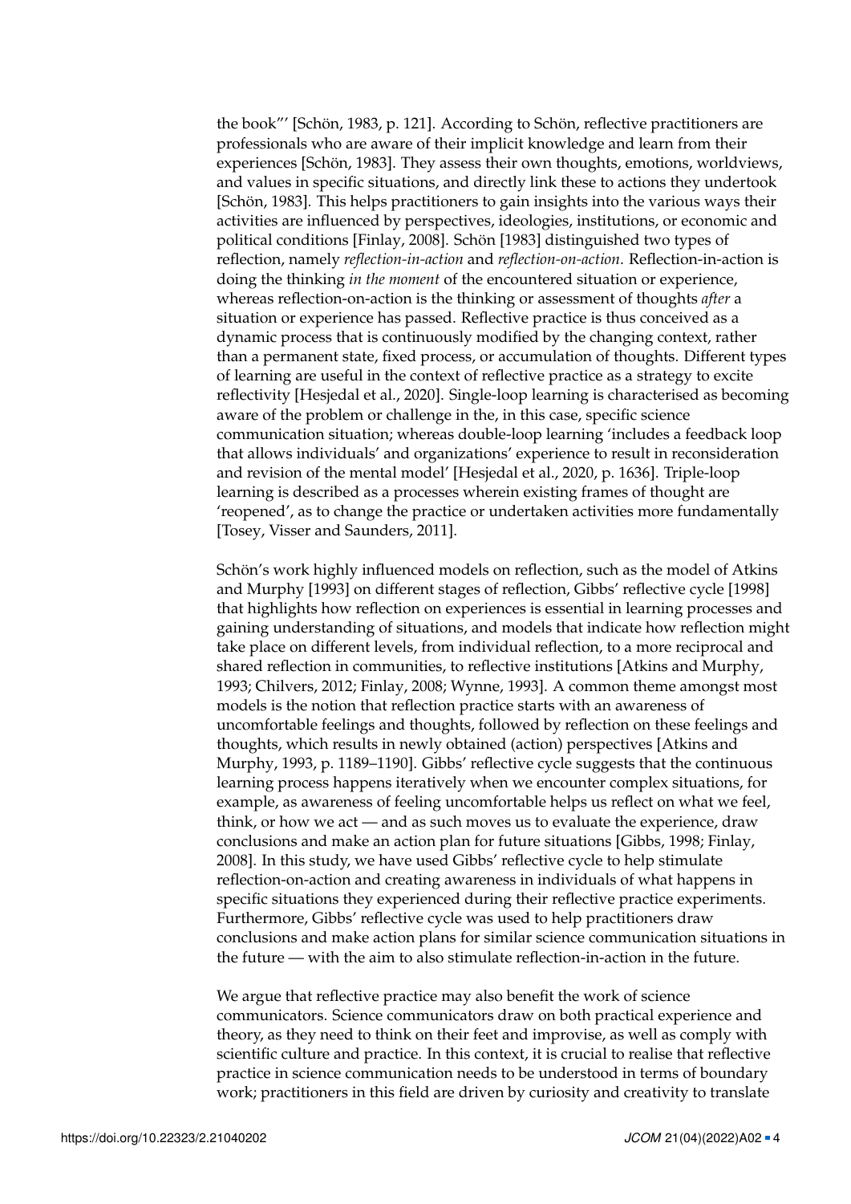the book"' [Schön, 1983, p. 121]. According to Schön, reflective practitioners are professionals who are aware of their implicit knowledge and learn from their experiences [Schön, 1983]. They assess their own thoughts, emotions, worldviews, and values in specific situations, and directly link these to actions they undertook [Schön, 1983]. This helps practitioners to gain insights into the various ways their activities are influenced by perspectives, ideologies, institutions, or economic and political conditions [Finlay, 2008]. Schön [1983] distinguished two types of reflection, namely *reflection-in-action* and *reflection-on-action*. Reflection-in-action is doing the thinking *in the moment* of the encountered situation or experience, whereas reflection-on-action is the thinking or assessment of thoughts *after* a situation or experience has passed. Reflective practice is thus conceived as a dynamic process that is continuously modified by the changing context, rather than a permanent state, fixed process, or accumulation of thoughts. Different types of learning are useful in the context of reflective practice as a strategy to excite reflectivity [Hesjedal et al., 2020]. Single-loop learning is characterised as becoming aware of the problem or challenge in the, in this case, specific science communication situation; whereas double-loop learning 'includes a feedback loop that allows individuals' and organizations' experience to result in reconsideration and revision of the mental model' [Hesjedal et al., 2020, p. 1636]. Triple-loop learning is described as a processes wherein existing frames of thought are 'reopened', as to change the practice or undertaken activities more fundamentally [Tosey, Visser and Saunders, 2011].

Schön's work highly influenced models on reflection, such as the model of Atkins and Murphy [1993] on different stages of reflection, Gibbs' reflective cycle [1998] that highlights how reflection on experiences is essential in learning processes and gaining understanding of situations, and models that indicate how reflection might take place on different levels, from individual reflection, to a more reciprocal and shared reflection in communities, to reflective institutions [Atkins and Murphy, 1993; Chilvers, 2012; Finlay, 2008; Wynne, 1993]. A common theme amongst most models is the notion that reflection practice starts with an awareness of uncomfortable feelings and thoughts, followed by reflection on these feelings and thoughts, which results in newly obtained (action) perspectives [Atkins and Murphy, 1993, p. 1189–1190]. Gibbs' reflective cycle suggests that the continuous learning process happens iteratively when we encounter complex situations, for example, as awareness of feeling uncomfortable helps us reflect on what we feel, think, or how we act — and as such moves us to evaluate the experience, draw conclusions and make an action plan for future situations [Gibbs, 1998; Finlay, 2008]. In this study, we have used Gibbs' reflective cycle to help stimulate reflection-on-action and creating awareness in individuals of what happens in specific situations they experienced during their reflective practice experiments. Furthermore, Gibbs' reflective cycle was used to help practitioners draw conclusions and make action plans for similar science communication situations in the future — with the aim to also stimulate reflection-in-action in the future.

We argue that reflective practice may also benefit the work of science communicators. Science communicators draw on both practical experience and theory, as they need to think on their feet and improvise, as well as comply with scientific culture and practice. In this context, it is crucial to realise that reflective practice in science communication needs to be understood in terms of boundary work; practitioners in this field are driven by curiosity and creativity to translate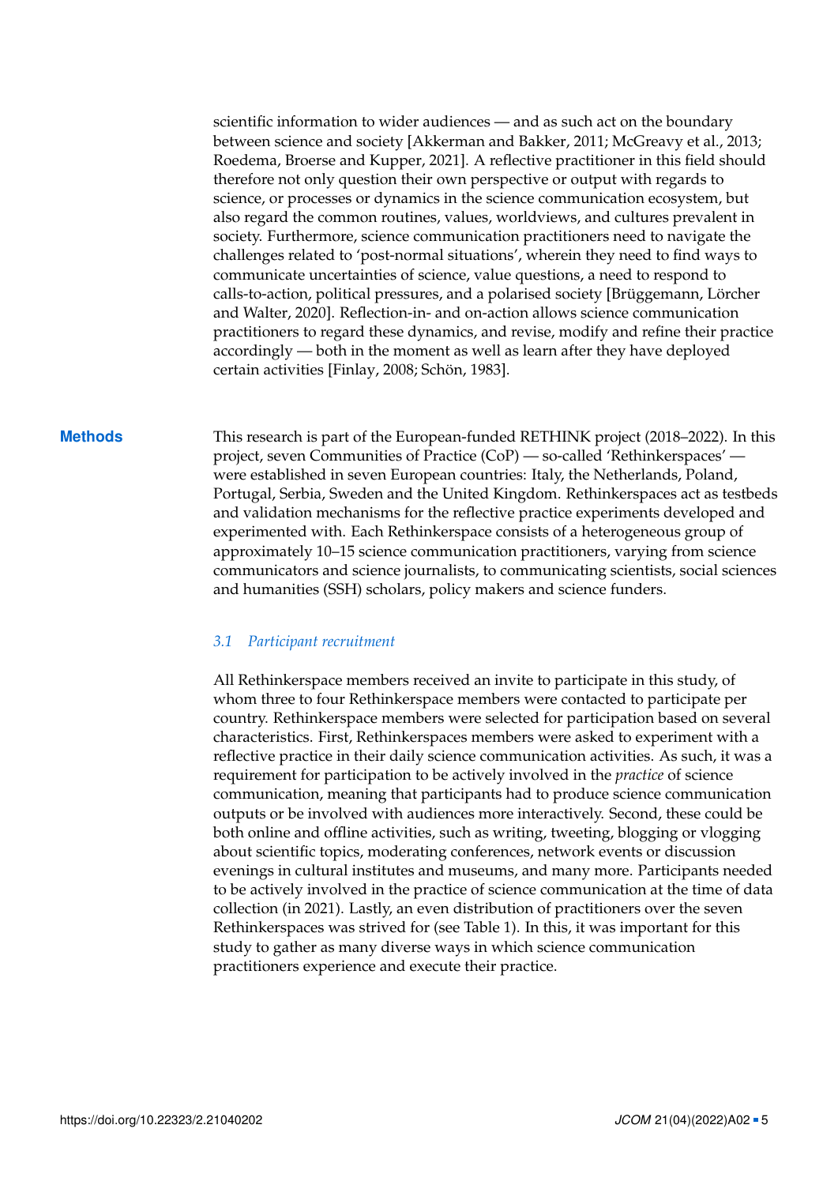scientific information to wider audiences — and as such act on the boundary between science and society [Akkerman and Bakker, 2011; McGreavy et al., 2013; Roedema, Broerse and Kupper, 2021]. A reflective practitioner in this field should therefore not only question their own perspective or output with regards to science, or processes or dynamics in the science communication ecosystem, but also regard the common routines, values, worldviews, and cultures prevalent in society. Furthermore, science communication practitioners need to navigate the challenges related to 'post-normal situations', wherein they need to find ways to communicate uncertainties of science, value questions, a need to respond to calls-to-action, political pressures, and a polarised society [Brüggemann, Lörcher and Walter, 2020]. Reflection-in- and on-action allows science communication practitioners to regard these dynamics, and revise, modify and refine their practice accordingly — both in the moment as well as learn after they have deployed certain activities [Finlay, 2008; Schön, 1983].

## Methods

This research is part of the European-funded RETHINK project (2018–2022). In this project, seven Communities of Practice (CoP) — so-called 'Rethinkerspaces' — were established in seven European countries: Italy, the Netherlands, Poland, Portugal, Serbia, Sweden and the United Kingdom. Rethinkerspaces act as testbeds and validation mechanisms for the reflective practice experiments developed and experimented with. Each Rethinkerspace consists of a heterogeneous group of approximately 10–15 science communication practitioners, varying from science communicators and science journalists, to communicating scientists, social sciences and humanities (SSH) scholars, policy makers and science funders.

### *3.1 Participant recruitment*

All Rethinkerspace members received an invite to participate in this study, of whom three to four Rethinkerspace members were contacted to participate per country. Rethinkerspace members were selected for participation based on several characteristics. First, Rethinkerspaces members were asked to experiment with a reflective practice in their daily science communication activities. As such, it was a requirement for participation to be actively involved in the *practice* of science communication, meaning that participants had to produce science communication outputs or be involved with audiences more interactively. Second, these could be both online and offline activities, such as writing, tweeting, blogging or vlogging about scientific topics, moderating conferences, network events or discussion evenings in cultural institutes and museums, and many more. Participants needed to be actively involved in the practice of science communication at the time of data collection (in 2021). Lastly, an even distribution of practitioners over the seven Rethinkerspaces was strived for (see Table 1). In this, it was important for this study to gather as many diverse ways in which science communication practitioners experience and execute their practice.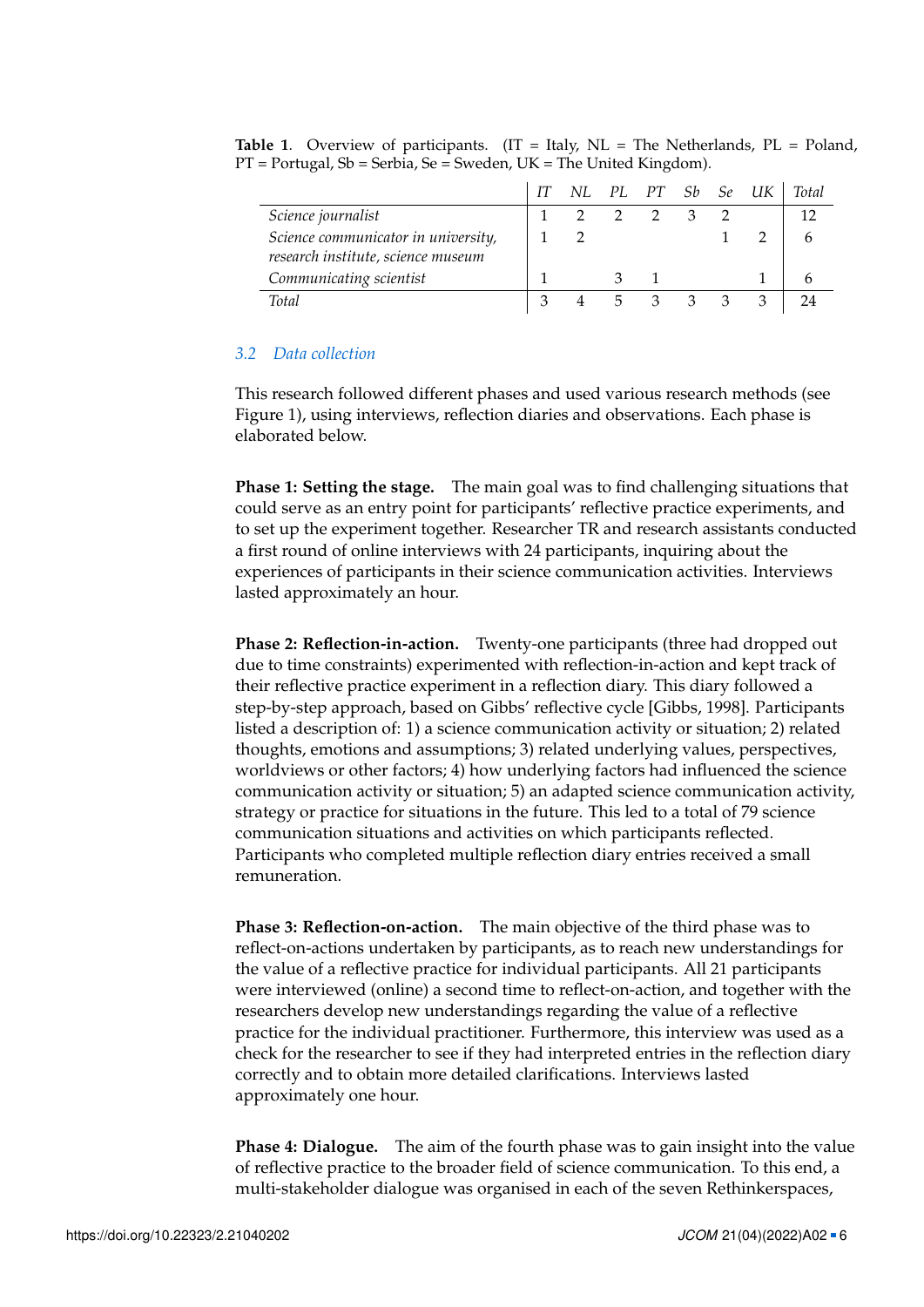**Table 1**. Overview of participants. (IT = Italy, NL = The Netherlands, PL = Poland, PT = Portugal, Sb = Serbia, Se = Sweden, UK = The United Kingdom).

| | *IT* | *NL* | *PL* | *PT* | *Sb* | *Se* | *UK* | *Total* |
|---|---|---|---|---|---|---|---|---|
| *Science journalist* | 1 | 2 | 2 | 2 | 3 | 2 | | 12 |
| *Science communicator in university, research institute, science museum* | 1 | 2 | | | | 1 | 2 | 6 |
| *Communicating scientist* | 1 | | 3 | 1 | | | 1 | 6 |
| *Total* | 3 | 4 | 5 | 3 | 3 | 3 | 3 | 24 |

### 3.2 Data collection

This research followed different phases and used various research methods (see Figure 1), using interviews, reflection diaries and observations. Each phase is elaborated below.

**Phase 1: Setting the stage.** The main goal was to find challenging situations that could serve as an entry point for participants' reflective practice experiments, and to set up the experiment together. Researcher TR and research assistants conducted a first round of online interviews with 24 participants, inquiring about the experiences of participants in their science communication activities. Interviews lasted approximately an hour.

**Phase 2: Reflection-in-action.** Twenty-one participants (three had dropped out due to time constraints) experimented with reflection-in-action and kept track of their reflective practice experiment in a reflection diary. This diary followed a step-by-step approach, based on Gibbs' reflective cycle [Gibbs, 1998]. Participants listed a description of: 1) a science communication activity or situation; 2) related thoughts, emotions and assumptions; 3) related underlying values, perspectives, worldviews or other factors; 4) how underlying factors had influenced the science communication activity or situation; 5) an adapted science communication activity, strategy or practice for situations in the future. This led to a total of 79 science communication situations and activities on which participants reflected. Participants who completed multiple reflection diary entries received a small remuneration.

**Phase 3: Reflection-on-action.** The main objective of the third phase was to reflect-on-actions undertaken by participants, as to reach new understandings for the value of a reflective practice for individual participants. All 21 participants were interviewed (online) a second time to reflect-on-action, and together with the researchers develop new understandings regarding the value of a reflective practice for the individual practitioner. Furthermore, this interview was used as a check for the researcher to see if they had interpreted entries in the reflection diary correctly and to obtain more detailed clarifications. Interviews lasted approximately one hour.

**Phase 4: Dialogue.** The aim of the fourth phase was to gain insight into the value of reflective practice to the broader field of science communication. To this end, a multi-stakeholder dialogue was organised in each of the seven Rethinkerspaces,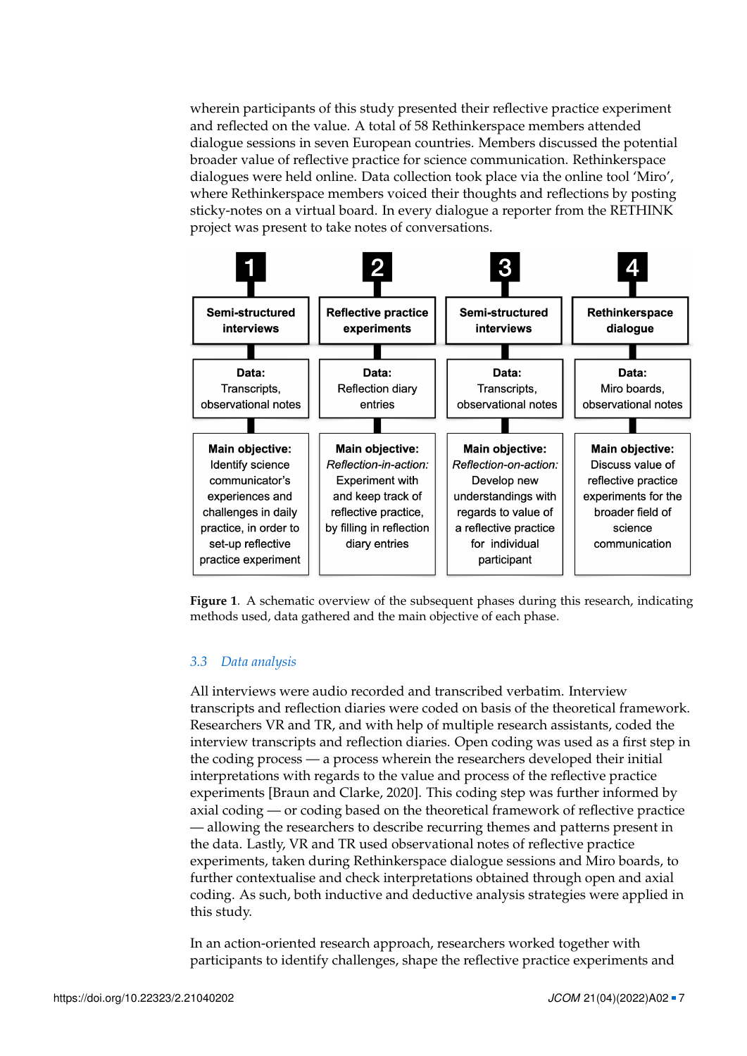wherein participants of this study presented their reflective practice experiment and reflected on the value. A total of 58 Rethinkerspace members attended dialogue sessions in seven European countries. Members discussed the potential broader value of reflective practice for science communication. Rethinkerspace dialogues were held online. Data collection took place via the online tool 'Miro', where Rethinkerspace members voiced their thoughts and reflections by posting sticky-notes on a virtual board. In every dialogue a reporter from the RETHINK project was present to take notes of conversations.

| 1 | 2 | 3 | 4 |
|---|---|---|---|
| **Semi-structured interviews** | **Reflective practice experiments** | **Semi-structured interviews** | **Rethinkerspace dialogue** |
| **Data:** Transcripts, observational notes | **Data:** Reflection diary entries | **Data:** Transcripts, observational notes | **Data:** Miro boards, observational notes |
| **Main objective:** Identify science communicator's experiences and challenges in daily practice, in order to set-up reflective practice experiment | **Main objective:** *Reflection-in-action:* Experiment with and keep track of reflective practice, by filling in reflection diary entries | **Main objective:** *Reflection-on-action:* Develop new understandings with regards to value of a reflective practice for individual participant | **Main objective:** Discuss value of reflective practice experiments for the broader field of science communication |

**Figure 1**. A schematic overview of the subsequent phases during this research, indicating methods used, data gathered and the main objective of each phase.

### 3.3 Data analysis

All interviews were audio recorded and transcribed verbatim. Interview transcripts and reflection diaries were coded on basis of the theoretical framework. Researchers VR and TR, and with help of multiple research assistants, coded the interview transcripts and reflection diaries. Open coding was used as a first step in the coding process — a process wherein the researchers developed their initial interpretations with regards to the value and process of the reflective practice experiments [Braun and Clarke, 2020]. This coding step was further informed by axial coding — or coding based on the theoretical framework of reflective practice — allowing the researchers to describe recurring themes and patterns present in the data. Lastly, VR and TR used observational notes of reflective practice experiments, taken during Rethinkerspace dialogue sessions and Miro boards, to further contextualise and check interpretations obtained through open and axial coding. As such, both inductive and deductive analysis strategies were applied in this study.

In an action-oriented research approach, researchers worked together with participants to identify challenges, shape the reflective practice experiments and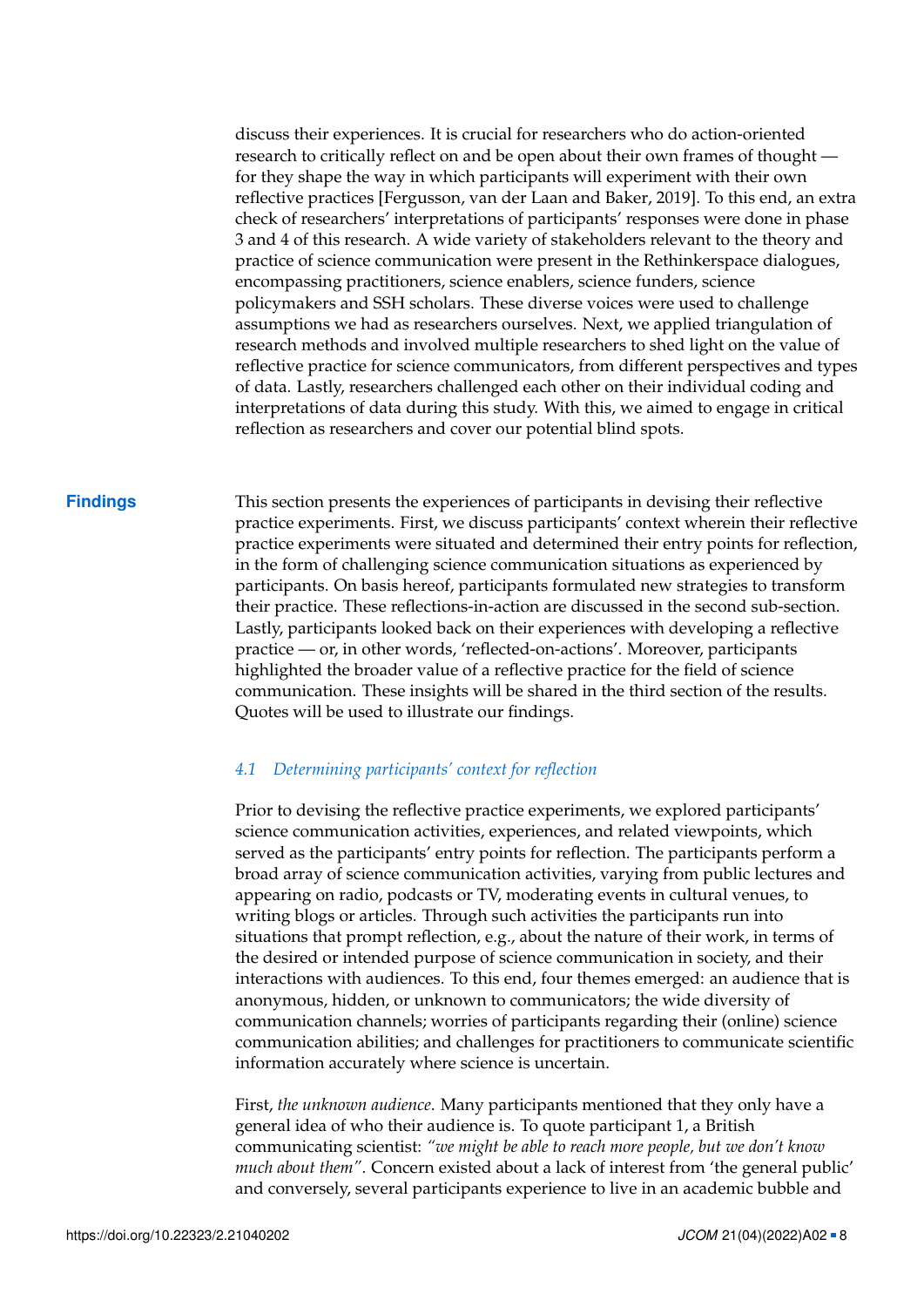discuss their experiences. It is crucial for researchers who do action-oriented research to critically reflect on and be open about their own frames of thought — for they shape the way in which participants will experiment with their own reflective practices [Fergusson, van der Laan and Baker, 2019]. To this end, an extra check of researchers' interpretations of participants' responses were done in phase 3 and 4 of this research. A wide variety of stakeholders relevant to the theory and practice of science communication were present in the Rethinkerspace dialogues, encompassing practitioners, science enablers, science funders, science policymakers and SSH scholars. These diverse voices were used to challenge assumptions we had as researchers ourselves. Next, we applied triangulation of research methods and involved multiple researchers to shed light on the value of reflective practice for science communicators, from different perspectives and types of data. Lastly, researchers challenged each other on their individual coding and interpretations of data during this study. With this, we aimed to engage in critical reflection as researchers and cover our potential blind spots.

## Findings

This section presents the experiences of participants in devising their reflective practice experiments. First, we discuss participants' context wherein their reflective practice experiments were situated and determined their entry points for reflection, in the form of challenging science communication situations as experienced by participants. On basis hereof, participants formulated new strategies to transform their practice. These reflections-in-action are discussed in the second sub-section. Lastly, participants looked back on their experiences with developing a reflective practice — or, in other words, 'reflected-on-actions'. Moreover, participants highlighted the broader value of a reflective practice for the field of science communication. These insights will be shared in the third section of the results. Quotes will be used to illustrate our findings.

### 4.1 Determining participants' context for reflection

Prior to devising the reflective practice experiments, we explored participants' science communication activities, experiences, and related viewpoints, which served as the participants' entry points for reflection. The participants perform a broad array of science communication activities, varying from public lectures and appearing on radio, podcasts or TV, moderating events in cultural venues, to writing blogs or articles. Through such activities the participants run into situations that prompt reflection, e.g., about the nature of their work, in terms of the desired or intended purpose of science communication in society, and their interactions with audiences. To this end, four themes emerged: an audience that is anonymous, hidden, or unknown to communicators; the wide diversity of communication channels; worries of participants regarding their (online) science communication abilities; and challenges for practitioners to communicate scientific information accurately where science is uncertain.

First, *the unknown audience*. Many participants mentioned that they only have a general idea of who their audience is. To quote participant 1, a British communicating scientist: *"we might be able to reach more people, but we don't know much about them"*. Concern existed about a lack of interest from 'the general public' and conversely, several participants experience to live in an academic bubble and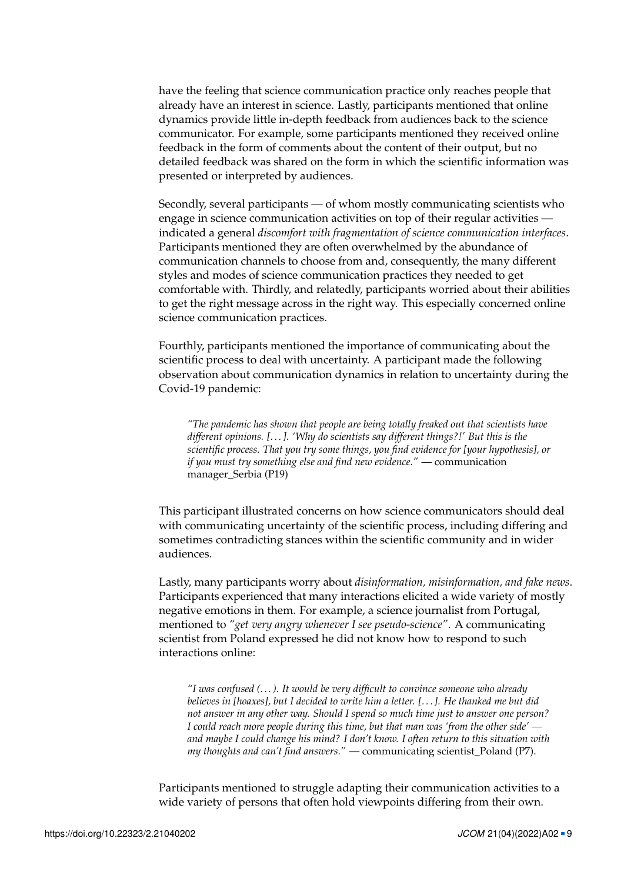have the feeling that science communication practice only reaches people that already have an interest in science. Lastly, participants mentioned that online dynamics provide little in-depth feedback from audiences back to the science communicator. For example, some participants mentioned they received online feedback in the form of comments about the content of their output, but no detailed feedback was shared on the form in which the scientific information was presented or interpreted by audiences.

Secondly, several participants — of whom mostly communicating scientists who engage in science communication activities on top of their regular activities — indicated a general *discomfort with fragmentation of science communication interfaces*. Participants mentioned they are often overwhelmed by the abundance of communication channels to choose from and, consequently, the many different styles and modes of science communication practices they needed to get comfortable with. Thirdly, and relatedly, participants worried about their abilities to get the right message across in the right way. This especially concerned online science communication practices.

Fourthly, participants mentioned the importance of communicating about the scientific process to deal with uncertainty. A participant made the following observation about communication dynamics in relation to uncertainty during the Covid-19 pandemic:

> *"The pandemic has shown that people are being totally freaked out that scientists have different opinions. [. . . ]. 'Why do scientists say different things?!' But this is the scientific process. That you try some things, you find evidence for [your hypothesis], or if you must try something else and find new evidence."* — communication manager_Serbia (P19)

This participant illustrated concerns on how science communicators should deal with communicating uncertainty of the scientific process, including differing and sometimes contradicting stances within the scientific community and in wider audiences.

Lastly, many participants worry about *disinformation, misinformation, and fake news*. Participants experienced that many interactions elicited a wide variety of mostly negative emotions in them. For example, a science journalist from Portugal, mentioned to *"get very angry whenever I see pseudo-science"*. A communicating scientist from Poland expressed he did not know how to respond to such interactions online:

> *"I was confused (. . . ). It would be very difficult to convince someone who already believes in [hoaxes], but I decided to write him a letter. [. . . ]. He thanked me but did not answer in any other way. Should I spend so much time just to answer one person? I could reach more people during this time, but that man was 'from the other side' — and maybe I could change his mind? I don't know. I often return to this situation with my thoughts and can't find answers."* — communicating scientist_Poland (P7).

Participants mentioned to struggle adapting their communication activities to a wide variety of persons that often hold viewpoints differing from their own.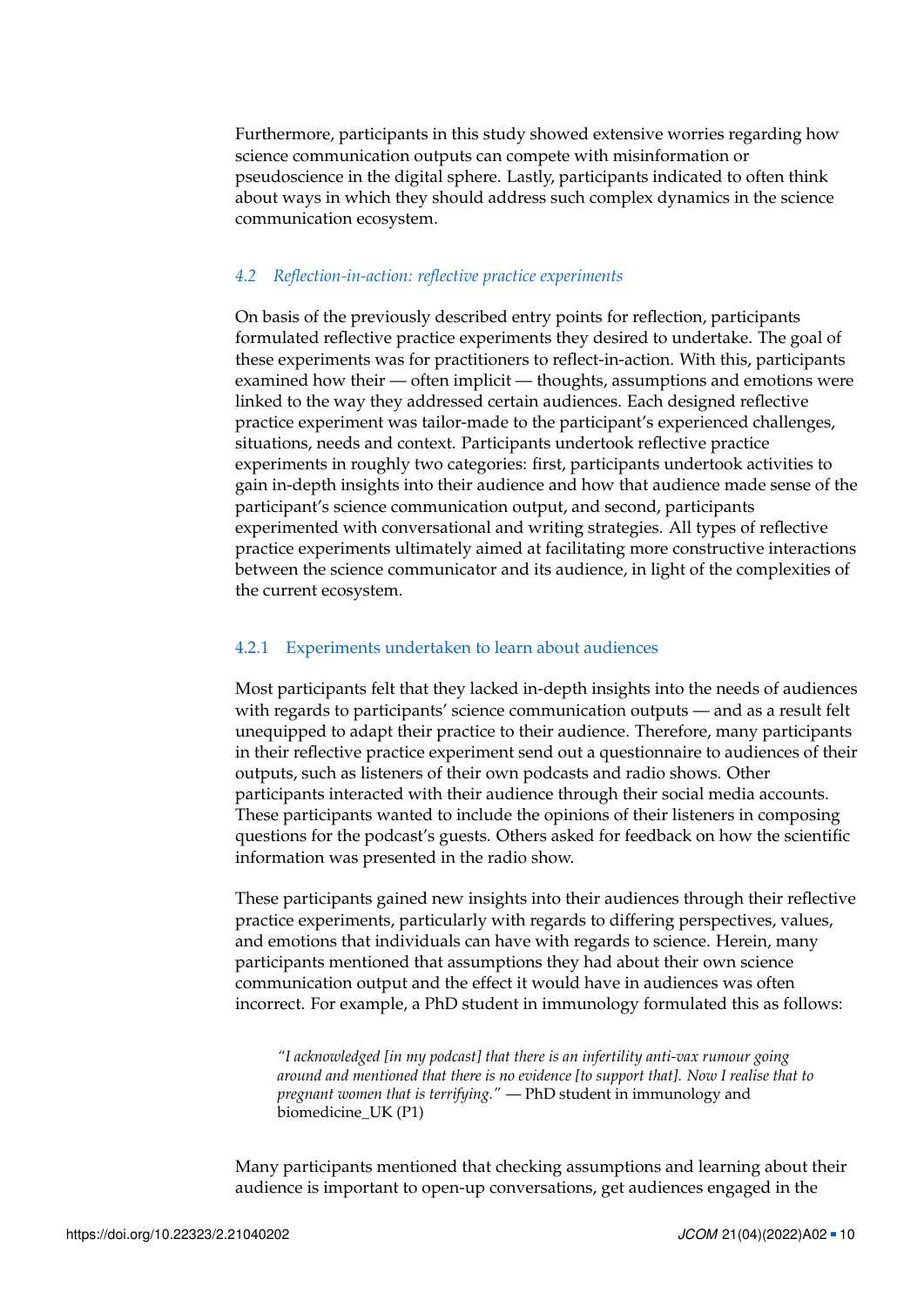Furthermore, participants in this study showed extensive worries regarding how science communication outputs can compete with misinformation or pseudoscience in the digital sphere. Lastly, participants indicated to often think about ways in which they should address such complex dynamics in the science communication ecosystem.

### 4.2 *Reflection-in-action: reflective practice experiments*

On basis of the previously described entry points for reflection, participants formulated reflective practice experiments they desired to undertake. The goal of these experiments was for practitioners to reflect-in-action. With this, participants examined how their — often implicit — thoughts, assumptions and emotions were linked to the way they addressed certain audiences. Each designed reflective practice experiment was tailor-made to the participant's experienced challenges, situations, needs and context. Participants undertook reflective practice experiments in roughly two categories: first, participants undertook activities to gain in-depth insights into their audience and how that audience made sense of the participant's science communication output, and second, participants experimented with conversational and writing strategies. All types of reflective practice experiments ultimately aimed at facilitating more constructive interactions between the science communicator and its audience, in light of the complexities of the current ecosystem.

#### 4.2.1 Experiments undertaken to learn about audiences

Most participants felt that they lacked in-depth insights into the needs of audiences with regards to participants' science communication outputs — and as a result felt unequipped to adapt their practice to their audience. Therefore, many participants in their reflective practice experiment send out a questionnaire to audiences of their outputs, such as listeners of their own podcasts and radio shows. Other participants interacted with their audience through their social media accounts. These participants wanted to include the opinions of their listeners in composing questions for the podcast's guests. Others asked for feedback on how the scientific information was presented in the radio show.

These participants gained new insights into their audiences through their reflective practice experiments, particularly with regards to differing perspectives, values, and emotions that individuals can have with regards to science. Herein, many participants mentioned that assumptions they had about their own science communication output and the effect it would have in audiences was often incorrect. For example, a PhD student in immunology formulated this as follows:

> *"I acknowledged [in my podcast] that there is an infertility anti-vax rumour going around and mentioned that there is no evidence [to support that]. Now I realise that to pregnant women that is terrifying."* — PhD student in immunology and biomedicine_UK (P1)

Many participants mentioned that checking assumptions and learning about their audience is important to open-up conversations, get audiences engaged in the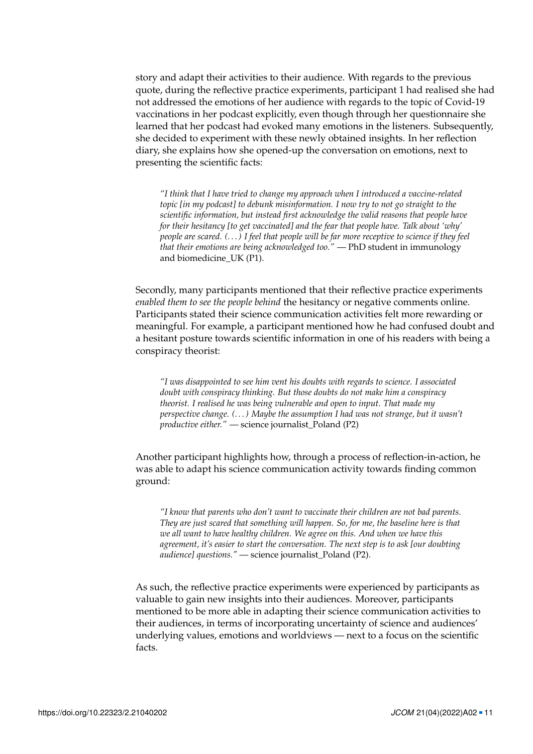story and adapt their activities to their audience. With regards to the previous quote, during the reflective practice experiments, participant 1 had realised she had not addressed the emotions of her audience with regards to the topic of Covid-19 vaccinations in her podcast explicitly, even though through her questionnaire she learned that her podcast had evoked many emotions in the listeners. Subsequently, she decided to experiment with these newly obtained insights. In her reflection diary, she explains how she opened-up the conversation on emotions, next to presenting the scientific facts:

> *"I think that I have tried to change my approach when I introduced a vaccine-related topic [in my podcast] to debunk misinformation. I now try to not go straight to the scientific information, but instead first acknowledge the valid reasons that people have for their hesitancy [to get vaccinated] and the fear that people have. Talk about 'why' people are scared. (. . . ) I feel that people will be far more receptive to science if they feel that their emotions are being acknowledged too."* — PhD student in immunology and biomedicine_UK (P1).

Secondly, many participants mentioned that their reflective practice experiments *enabled them to see the people behind* the hesitancy or negative comments online. Participants stated their science communication activities felt more rewarding or meaningful. For example, a participant mentioned how he had confused doubt and a hesitant posture towards scientific information in one of his readers with being a conspiracy theorist:

> *"I was disappointed to see him vent his doubts with regards to science. I associated doubt with conspiracy thinking. But those doubts do not make him a conspiracy theorist. I realised he was being vulnerable and open to input. That made my perspective change. (. . . ) Maybe the assumption I had was not strange, but it wasn't productive either."* — science journalist_Poland (P2)

Another participant highlights how, through a process of reflection-in-action, he was able to adapt his science communication activity towards finding common ground:

> *"I know that parents who don't want to vaccinate their children are not bad parents. They are just scared that something will happen. So, for me, the baseline here is that we all want to have healthy children. We agree on this. And when we have this agreement, it's easier to start the conversation. The next step is to ask [our doubting audience] questions."* — science journalist_Poland (P2).

As such, the reflective practice experiments were experienced by participants as valuable to gain new insights into their audiences. Moreover, participants mentioned to be more able in adapting their science communication activities to their audiences, in terms of incorporating uncertainty of science and audiences' underlying values, emotions and worldviews — next to a focus on the scientific facts.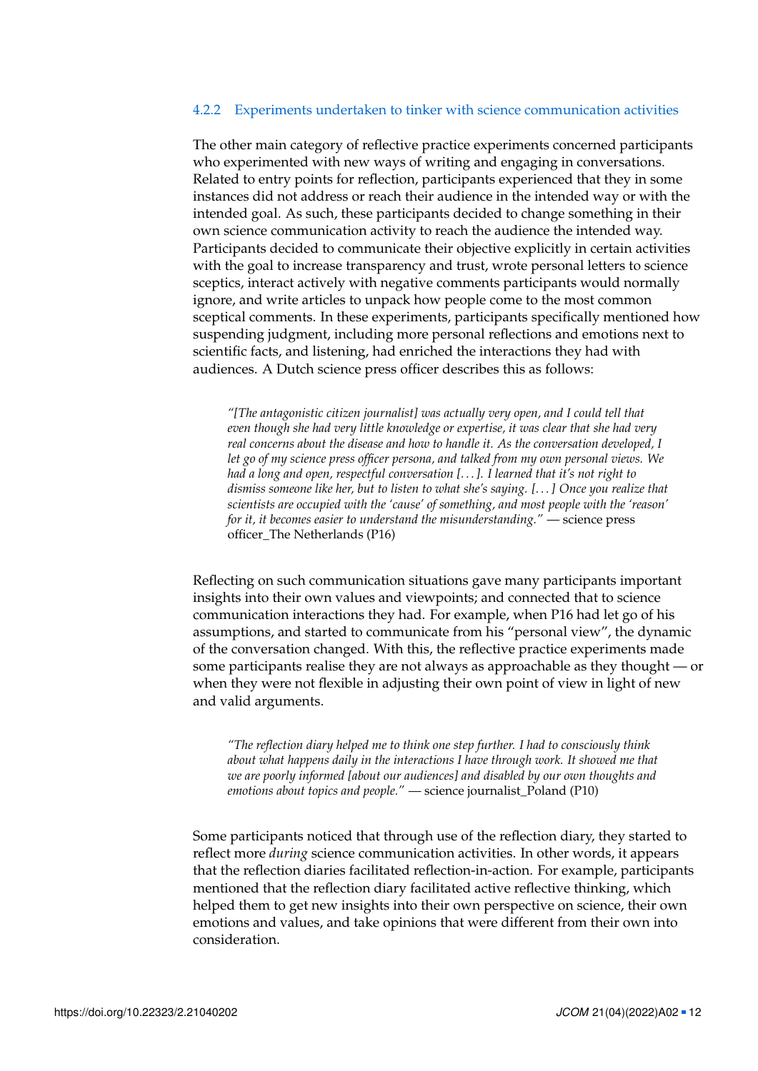#### 4.2.2 Experiments undertaken to tinker with science communication activities

The other main category of reflective practice experiments concerned participants who experimented with new ways of writing and engaging in conversations. Related to entry points for reflection, participants experienced that they in some instances did not address or reach their audience in the intended way or with the intended goal. As such, these participants decided to change something in their own science communication activity to reach the audience the intended way. Participants decided to communicate their objective explicitly in certain activities with the goal to increase transparency and trust, wrote personal letters to science sceptics, interact actively with negative comments participants would normally ignore, and write articles to unpack how people come to the most common sceptical comments. In these experiments, participants specifically mentioned how suspending judgment, including more personal reflections and emotions next to scientific facts, and listening, had enriched the interactions they had with audiences. A Dutch science press officer describes this as follows:

> *"[The antagonistic citizen journalist] was actually very open, and I could tell that even though she had very little knowledge or expertise, it was clear that she had very real concerns about the disease and how to handle it. As the conversation developed, I let go of my science press officer persona, and talked from my own personal views. We had a long and open, respectful conversation [...]. I learned that it's not right to dismiss someone like her, but to listen to what she's saying. [...] Once you realize that scientists are occupied with the 'cause' of something, and most people with the 'reason' for it, it becomes easier to understand the misunderstanding."* — science press officer_The Netherlands (P16)

Reflecting on such communication situations gave many participants important insights into their own values and viewpoints; and connected that to science communication interactions they had. For example, when P16 had let go of his assumptions, and started to communicate from his "personal view", the dynamic of the conversation changed. With this, the reflective practice experiments made some participants realise they are not always as approachable as they thought — or when they were not flexible in adjusting their own point of view in light of new and valid arguments.

> *"The reflection diary helped me to think one step further. I had to consciously think about what happens daily in the interactions I have through work. It showed me that we are poorly informed [about our audiences] and disabled by our own thoughts and emotions about topics and people."* — science journalist_Poland (P10)

Some participants noticed that through use of the reflection diary, they started to reflect more *during* science communication activities. In other words, it appears that the reflection diaries facilitated reflection-in-action. For example, participants mentioned that the reflection diary facilitated active reflective thinking, which helped them to get new insights into their own perspective on science, their own emotions and values, and take opinions that were different from their own into consideration.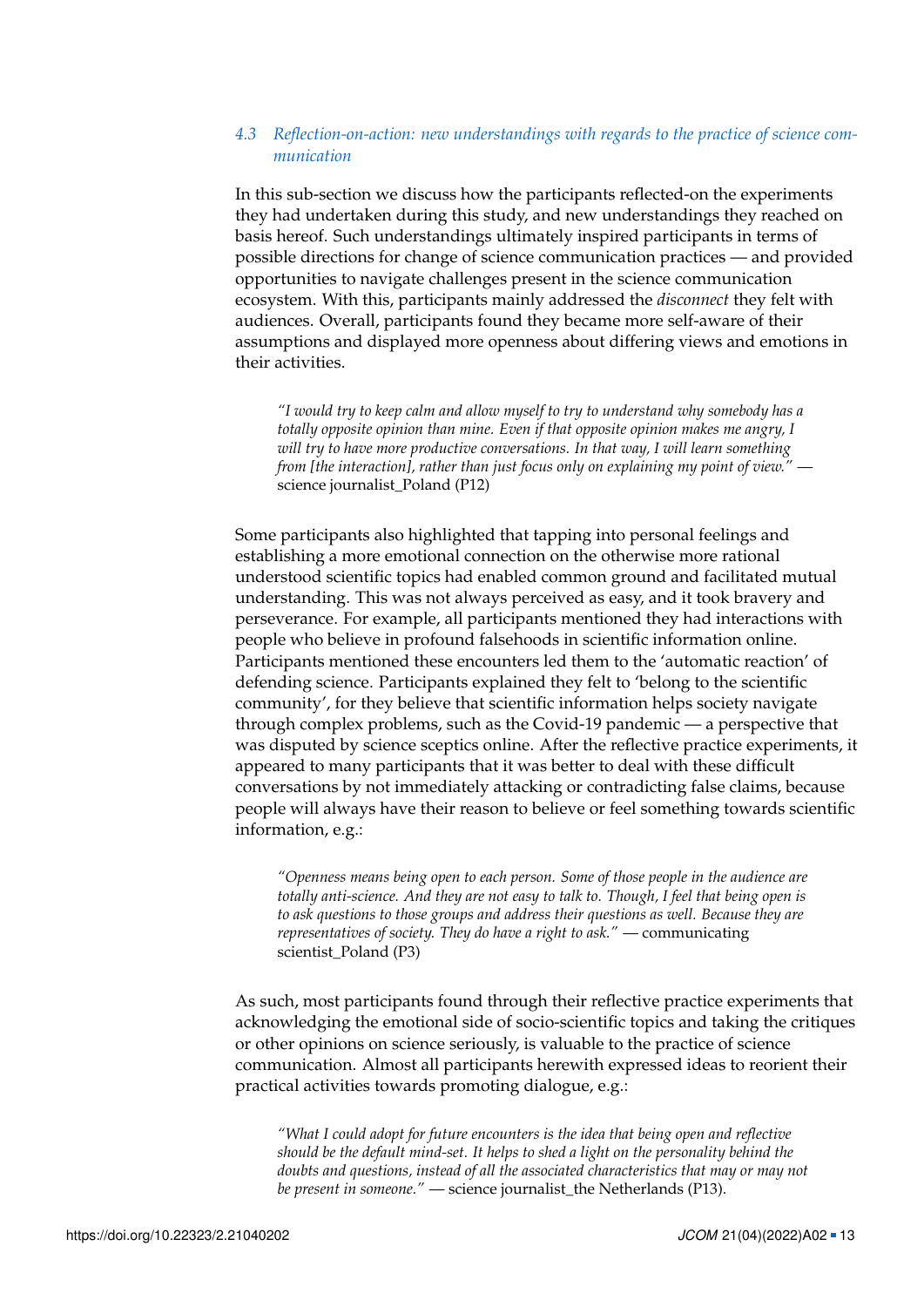### 4.3 *Reflection-on-action: new understandings with regards to the practice of science communication*

In this sub-section we discuss how the participants reflected-on the experiments they had undertaken during this study, and new understandings they reached on basis hereof. Such understandings ultimately inspired participants in terms of possible directions for change of science communication practices — and provided opportunities to navigate challenges present in the science communication ecosystem. With this, participants mainly addressed the *disconnect* they felt with audiences. Overall, participants found they became more self-aware of their assumptions and displayed more openness about differing views and emotions in their activities.

> *"I would try to keep calm and allow myself to try to understand why somebody has a totally opposite opinion than mine. Even if that opposite opinion makes me angry, I will try to have more productive conversations. In that way, I will learn something from [the interaction], rather than just focus only on explaining my point of view."* — science journalist_Poland (P12)

Some participants also highlighted that tapping into personal feelings and establishing a more emotional connection on the otherwise more rational understood scientific topics had enabled common ground and facilitated mutual understanding. This was not always perceived as easy, and it took bravery and perseverance. For example, all participants mentioned they had interactions with people who believe in profound falsehoods in scientific information online. Participants mentioned these encounters led them to the 'automatic reaction' of defending science. Participants explained they felt to 'belong to the scientific community', for they believe that scientific information helps society navigate through complex problems, such as the Covid-19 pandemic — a perspective that was disputed by science sceptics online. After the reflective practice experiments, it appeared to many participants that it was better to deal with these difficult conversations by not immediately attacking or contradicting false claims, because people will always have their reason to believe or feel something towards scientific information, e.g.:

> *"Openness means being open to each person. Some of those people in the audience are totally anti-science. And they are not easy to talk to. Though, I feel that being open is to ask questions to those groups and address their questions as well. Because they are representatives of society. They do have a right to ask."* — communicating scientist_Poland (P3)

As such, most participants found through their reflective practice experiments that acknowledging the emotional side of socio-scientific topics and taking the critiques or other opinions on science seriously, is valuable to the practice of science communication. Almost all participants herewith expressed ideas to reorient their practical activities towards promoting dialogue, e.g.:

> *"What I could adopt for future encounters is the idea that being open and reflective should be the default mind-set. It helps to shed a light on the personality behind the doubts and questions, instead of all the associated characteristics that may or may not be present in someone."* — science journalist_the Netherlands (P13).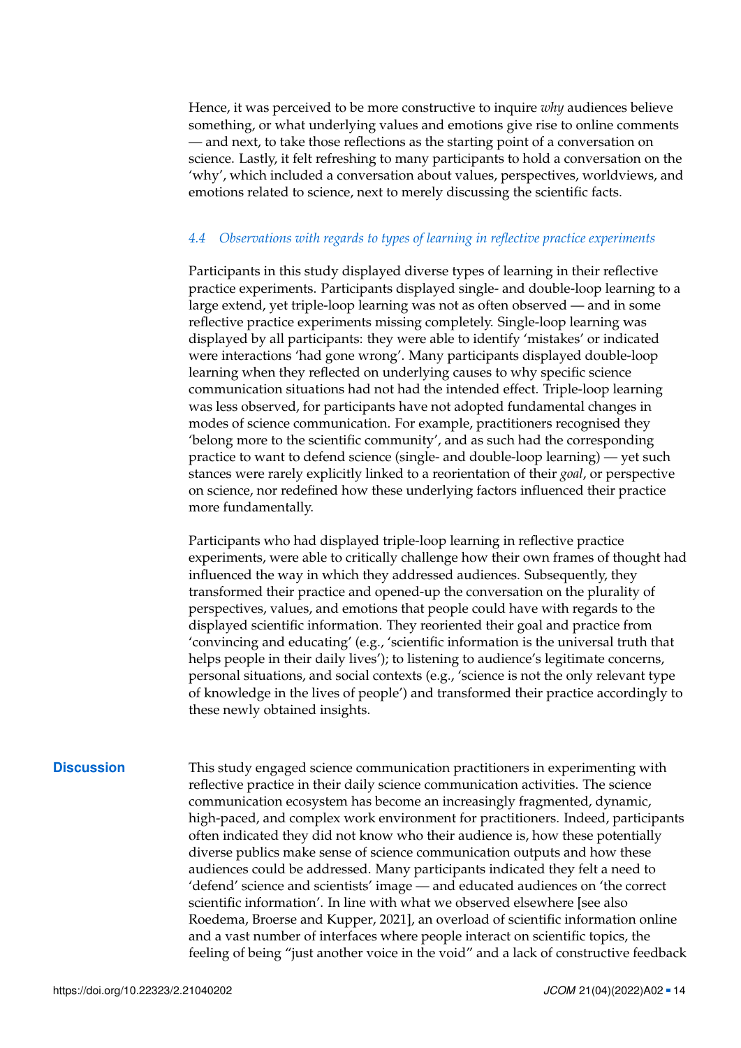Hence, it was perceived to be more constructive to inquire *why* audiences believe something, or what underlying values and emotions give rise to online comments — and next, to take those reflections as the starting point of a conversation on science. Lastly, it felt refreshing to many participants to hold a conversation on the 'why', which included a conversation about values, perspectives, worldviews, and emotions related to science, next to merely discussing the scientific facts.

### *4.4 Observations with regards to types of learning in reflective practice experiments*

Participants in this study displayed diverse types of learning in their reflective practice experiments. Participants displayed single- and double-loop learning to a large extend, yet triple-loop learning was not as often observed — and in some reflective practice experiments missing completely. Single-loop learning was displayed by all participants: they were able to identify 'mistakes' or indicated were interactions 'had gone wrong'. Many participants displayed double-loop learning when they reflected on underlying causes to why specific science communication situations had not had the intended effect. Triple-loop learning was less observed, for participants have not adopted fundamental changes in modes of science communication. For example, practitioners recognised they 'belong more to the scientific community', and as such had the corresponding practice to want to defend science (single- and double-loop learning) — yet such stances were rarely explicitly linked to a reorientation of their *goal*, or perspective on science, nor redefined how these underlying factors influenced their practice more fundamentally.

Participants who had displayed triple-loop learning in reflective practice experiments, were able to critically challenge how their own frames of thought had influenced the way in which they addressed audiences. Subsequently, they transformed their practice and opened-up the conversation on the plurality of perspectives, values, and emotions that people could have with regards to the displayed scientific information. They reoriented their goal and practice from 'convincing and educating' (e.g., 'scientific information is the universal truth that helps people in their daily lives'); to listening to audience's legitimate concerns, personal situations, and social contexts (e.g., 'science is not the only relevant type of knowledge in the lives of people') and transformed their practice accordingly to these newly obtained insights.

## Discussion

This study engaged science communication practitioners in experimenting with reflective practice in their daily science communication activities. The science communication ecosystem has become an increasingly fragmented, dynamic, high-paced, and complex work environment for practitioners. Indeed, participants often indicated they did not know who their audience is, how these potentially diverse publics make sense of science communication outputs and how these audiences could be addressed. Many participants indicated they felt a need to 'defend' science and scientists' image — and educated audiences on 'the correct scientific information'. In line with what we observed elsewhere [see also Roedema, Broerse and Kupper, 2021], an overload of scientific information online and a vast number of interfaces where people interact on scientific topics, the feeling of being "just another voice in the void" and a lack of constructive feedback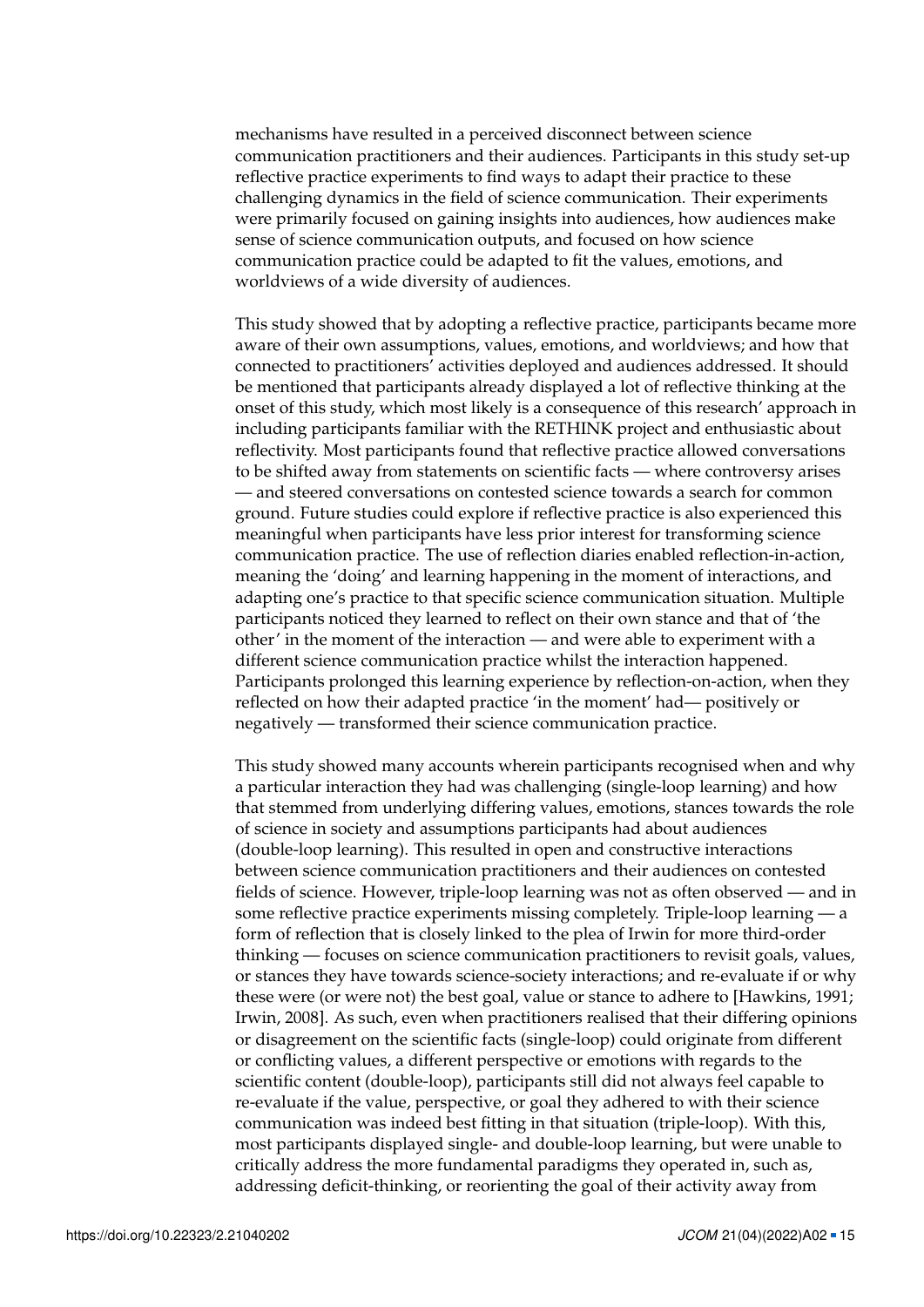mechanisms have resulted in a perceived disconnect between science communication practitioners and their audiences. Participants in this study set-up reflective practice experiments to find ways to adapt their practice to these challenging dynamics in the field of science communication. Their experiments were primarily focused on gaining insights into audiences, how audiences make sense of science communication outputs, and focused on how science communication practice could be adapted to fit the values, emotions, and worldviews of a wide diversity of audiences.

This study showed that by adopting a reflective practice, participants became more aware of their own assumptions, values, emotions, and worldviews; and how that connected to practitioners' activities deployed and audiences addressed. It should be mentioned that participants already displayed a lot of reflective thinking at the onset of this study, which most likely is a consequence of this research' approach in including participants familiar with the RETHINK project and enthusiastic about reflectivity. Most participants found that reflective practice allowed conversations to be shifted away from statements on scientific facts — where controversy arises — and steered conversations on contested science towards a search for common ground. Future studies could explore if reflective practice is also experienced this meaningful when participants have less prior interest for transforming science communication practice. The use of reflection diaries enabled reflection-in-action, meaning the 'doing' and learning happening in the moment of interactions, and adapting one's practice to that specific science communication situation. Multiple participants noticed they learned to reflect on their own stance and that of 'the other' in the moment of the interaction — and were able to experiment with a different science communication practice whilst the interaction happened. Participants prolonged this learning experience by reflection-on-action, when they reflected on how their adapted practice 'in the moment' had— positively or negatively — transformed their science communication practice.

This study showed many accounts wherein participants recognised when and why a particular interaction they had was challenging (single-loop learning) and how that stemmed from underlying differing values, emotions, stances towards the role of science in society and assumptions participants had about audiences (double-loop learning). This resulted in open and constructive interactions between science communication practitioners and their audiences on contested fields of science. However, triple-loop learning was not as often observed — and in some reflective practice experiments missing completely. Triple-loop learning — a form of reflection that is closely linked to the plea of Irwin for more third-order thinking — focuses on science communication practitioners to revisit goals, values, or stances they have towards science-society interactions; and re-evaluate if or why these were (or were not) the best goal, value or stance to adhere to [Hawkins, 1991; Irwin, 2008]. As such, even when practitioners realised that their differing opinions or disagreement on the scientific facts (single-loop) could originate from different or conflicting values, a different perspective or emotions with regards to the scientific content (double-loop), participants still did not always feel capable to re-evaluate if the value, perspective, or goal they adhered to with their science communication was indeed best fitting in that situation (triple-loop). With this, most participants displayed single- and double-loop learning, but were unable to critically address the more fundamental paradigms they operated in, such as, addressing deficit-thinking, or reorienting the goal of their activity away from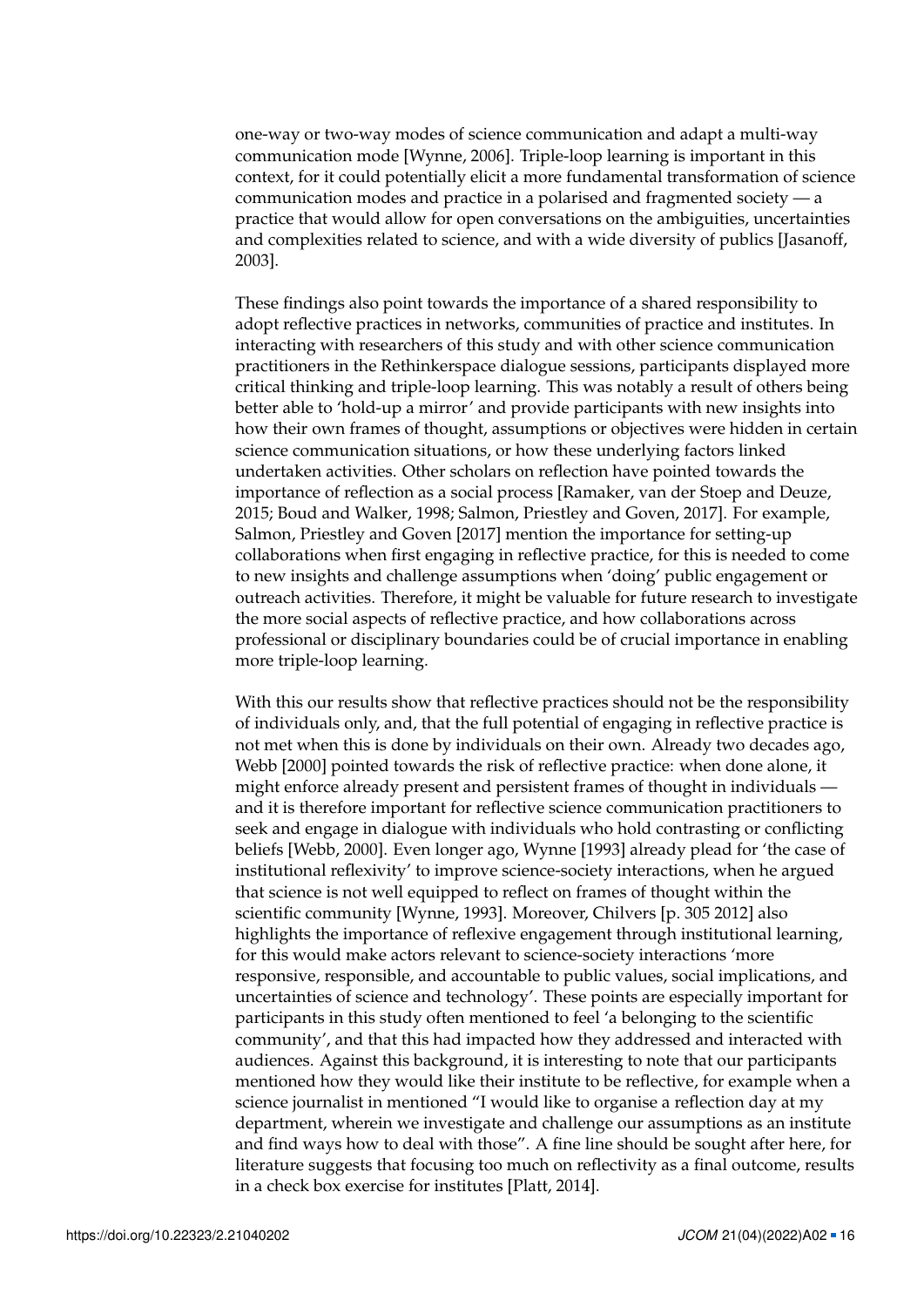one-way or two-way modes of science communication and adapt a multi-way communication mode [Wynne, 2006]. Triple-loop learning is important in this context, for it could potentially elicit a more fundamental transformation of science communication modes and practice in a polarised and fragmented society — a practice that would allow for open conversations on the ambiguities, uncertainties and complexities related to science, and with a wide diversity of publics [Jasanoff, 2003].

These findings also point towards the importance of a shared responsibility to adopt reflective practices in networks, communities of practice and institutes. In interacting with researchers of this study and with other science communication practitioners in the Rethinkerspace dialogue sessions, participants displayed more critical thinking and triple-loop learning. This was notably a result of others being better able to 'hold-up a mirror' and provide participants with new insights into how their own frames of thought, assumptions or objectives were hidden in certain science communication situations, or how these underlying factors linked undertaken activities. Other scholars on reflection have pointed towards the importance of reflection as a social process [Ramaker, van der Stoep and Deuze, 2015; Boud and Walker, 1998; Salmon, Priestley and Goven, 2017]. For example, Salmon, Priestley and Goven [2017] mention the importance for setting-up collaborations when first engaging in reflective practice, for this is needed to come to new insights and challenge assumptions when 'doing' public engagement or outreach activities. Therefore, it might be valuable for future research to investigate the more social aspects of reflective practice, and how collaborations across professional or disciplinary boundaries could be of crucial importance in enabling more triple-loop learning.

With this our results show that reflective practices should not be the responsibility of individuals only, and, that the full potential of engaging in reflective practice is not met when this is done by individuals on their own. Already two decades ago, Webb [2000] pointed towards the risk of reflective practice: when done alone, it might enforce already present and persistent frames of thought in individuals — and it is therefore important for reflective science communication practitioners to seek and engage in dialogue with individuals who hold contrasting or conflicting beliefs [Webb, 2000]. Even longer ago, Wynne [1993] already plead for 'the case of institutional reflexivity' to improve science-society interactions, when he argued that science is not well equipped to reflect on frames of thought within the scientific community [Wynne, 1993]. Moreover, Chilvers [p. 305 2012] also highlights the importance of reflexive engagement through institutional learning, for this would make actors relevant to science-society interactions 'more responsive, responsible, and accountable to public values, social implications, and uncertainties of science and technology'. These points are especially important for participants in this study often mentioned to feel 'a belonging to the scientific community', and that this had impacted how they addressed and interacted with audiences. Against this background, it is interesting to note that our participants mentioned how they would like their institute to be reflective, for example when a science journalist in mentioned "I would like to organise a reflection day at my department, wherein we investigate and challenge our assumptions as an institute and find ways how to deal with those". A fine line should be sought after here, for literature suggests that focusing too much on reflectivity as a final outcome, results in a check box exercise for institutes [Platt, 2014].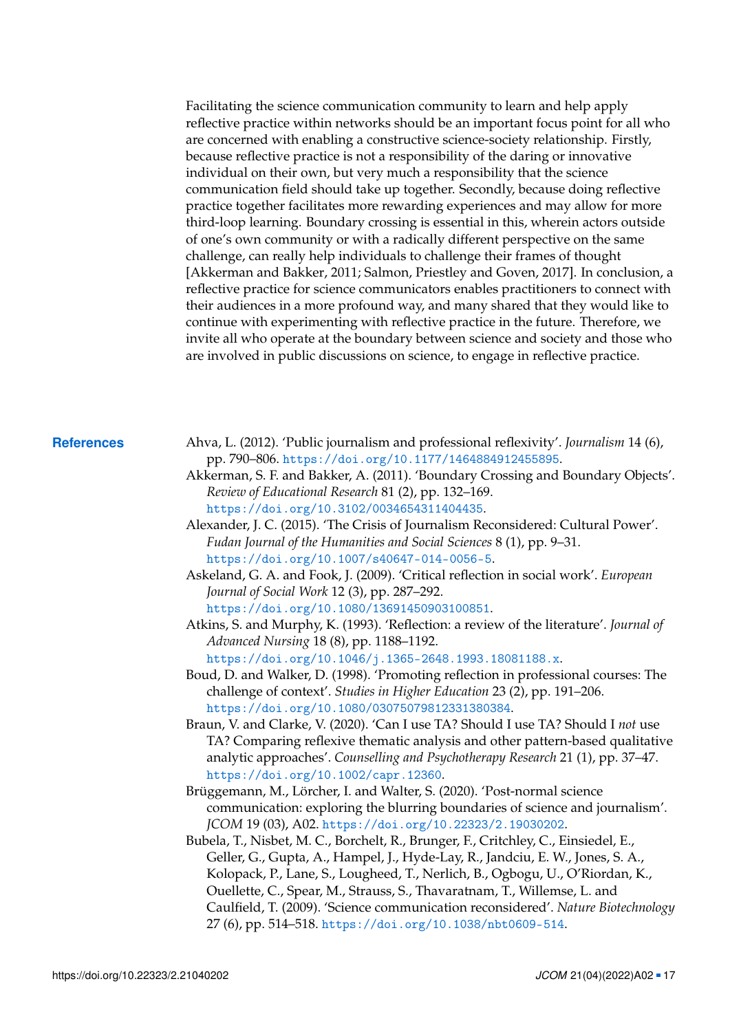Facilitating the science communication community to learn and help apply reflective practice within networks should be an important focus point for all who are concerned with enabling a constructive science-society relationship. Firstly, because reflective practice is not a responsibility of the daring or innovative individual on their own, but very much a responsibility that the science communication field should take up together. Secondly, because doing reflective practice together facilitates more rewarding experiences and may allow for more third-loop learning. Boundary crossing is essential in this, wherein actors outside of one's own community or with a radically different perspective on the same challenge, can really help individuals to challenge their frames of thought [Akkerman and Bakker, 2011; Salmon, Priestley and Goven, 2017]. In conclusion, a reflective practice for science communicators enables practitioners to connect with their audiences in a more profound way, and many shared that they would like to continue with experimenting with reflective practice in the future. Therefore, we invite all who operate at the boundary between science and society and those who are involved in public discussions on science, to engage in reflective practice.

## References

Ahva, L. (2012). 'Public journalism and professional reflexivity'. *Journalism* 14 (6), pp. 790–806. https://doi.org/10.1177/1464884912455895.

Akkerman, S. F. and Bakker, A. (2011). 'Boundary Crossing and Boundary Objects'. *Review of Educational Research* 81 (2), pp. 132–169. https://doi.org/10.3102/0034654311404435.

Alexander, J. C. (2015). 'The Crisis of Journalism Reconsidered: Cultural Power'. *Fudan Journal of the Humanities and Social Sciences* 8 (1), pp. 9–31. https://doi.org/10.1007/s40647-014-0056-5.

Askeland, G. A. and Fook, J. (2009). 'Critical reflection in social work'. *European Journal of Social Work* 12 (3), pp. 287–292. https://doi.org/10.1080/13691450903100851.

Atkins, S. and Murphy, K. (1993). 'Reflection: a review of the literature'. *Journal of Advanced Nursing* 18 (8), pp. 1188–1192. https://doi.org/10.1046/j.1365-2648.1993.18081188.x.

Boud, D. and Walker, D. (1998). 'Promoting reflection in professional courses: The challenge of context'. *Studies in Higher Education* 23 (2), pp. 191–206. https://doi.org/10.1080/03075079812331380384.

Braun, V. and Clarke, V. (2020). 'Can I use TA? Should I use TA? Should I *not* use TA? Comparing reflexive thematic analysis and other pattern-based qualitative analytic approaches'. *Counselling and Psychotherapy Research* 21 (1), pp. 37–47. https://doi.org/10.1002/capr.12360.

Brüggemann, M., Lörcher, I. and Walter, S. (2020). 'Post-normal science communication: exploring the blurring boundaries of science and journalism'. *JCOM* 19 (03), A02. https://doi.org/10.22323/2.19030202.

Bubela, T., Nisbet, M. C., Borchelt, R., Brunger, F., Critchley, C., Einsiedel, E., Geller, G., Gupta, A., Hampel, J., Hyde-Lay, R., Jandciu, E. W., Jones, S. A., Kolopack, P., Lane, S., Lougheed, T., Nerlich, B., Ogbogu, U., O'Riordan, K., Ouellette, C., Spear, M., Strauss, S., Thavaratnam, T., Willemse, L. and Caulfield, T. (2009). 'Science communication reconsidered'. *Nature Biotechnology* 27 (6), pp. 514–518. https://doi.org/10.1038/nbt0609-514.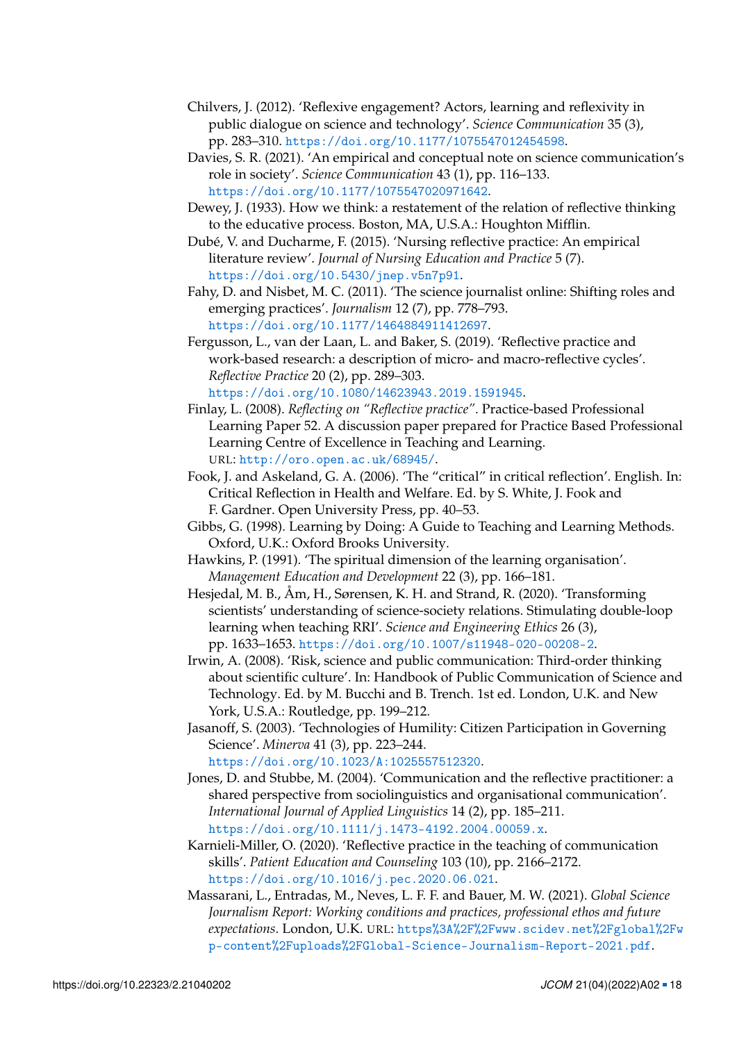Chilvers, J. (2012). 'Reflexive engagement? Actors, learning and reflexivity in public dialogue on science and technology'. *Science Communication* 35 (3), pp. 283–310. https://doi.org/10.1177/1075547012454598.

Davies, S. R. (2021). 'An empirical and conceptual note on science communication's role in society'. *Science Communication* 43 (1), pp. 116–133. https://doi.org/10.1177/1075547020971642.

Dewey, J. (1933). How we think: a restatement of the relation of reflective thinking to the educative process. Boston, MA, U.S.A.: Houghton Mifflin.

Dubé, V. and Ducharme, F. (2015). 'Nursing reflective practice: An empirical literature review'. *Journal of Nursing Education and Practice* 5 (7). https://doi.org/10.5430/jnep.v5n7p91.

Fahy, D. and Nisbet, M. C. (2011). 'The science journalist online: Shifting roles and emerging practices'. *Journalism* 12 (7), pp. 778–793. https://doi.org/10.1177/1464884911412697.

Fergusson, L., van der Laan, L. and Baker, S. (2019). 'Reflective practice and work-based research: a description of micro- and macro-reflective cycles'. *Reflective Practice* 20 (2), pp. 289–303. https://doi.org/10.1080/14623943.2019.1591945.

Finlay, L. (2008). *Reflecting on "Reflective practice"*. Practice-based Professional Learning Paper 52. A discussion paper prepared for Practice Based Professional Learning Centre of Excellence in Teaching and Learning. URL: http://oro.open.ac.uk/68945/.

Fook, J. and Askeland, G. A. (2006). 'The "critical" in critical reflection'. English. In: Critical Reflection in Health and Welfare. Ed. by S. White, J. Fook and F. Gardner. Open University Press, pp. 40–53.

Gibbs, G. (1998). Learning by Doing: A Guide to Teaching and Learning Methods. Oxford, U.K.: Oxford Brooks University.

Hawkins, P. (1991). 'The spiritual dimension of the learning organisation'. *Management Education and Development* 22 (3), pp. 166–181.

Hesjedal, M. B., Åm, H., Sørensen, K. H. and Strand, R. (2020). 'Transforming scientists' understanding of science-society relations. Stimulating double-loop learning when teaching RRI'. *Science and Engineering Ethics* 26 (3), pp. 1633–1653. https://doi.org/10.1007/s11948-020-00208-2.

Irwin, A. (2008). 'Risk, science and public communication: Third-order thinking about scientific culture'. In: Handbook of Public Communication of Science and Technology. Ed. by M. Bucchi and B. Trench. 1st ed. London, U.K. and New York, U.S.A.: Routledge, pp. 199–212.

Jasanoff, S. (2003). 'Technologies of Humility: Citizen Participation in Governing Science'. *Minerva* 41 (3), pp. 223–244. https://doi.org/10.1023/A:1025557512320.

Jones, D. and Stubbe, M. (2004). 'Communication and the reflective practitioner: a shared perspective from sociolinguistics and organisational communication'. *International Journal of Applied Linguistics* 14 (2), pp. 185–211. https://doi.org/10.1111/j.1473-4192.2004.00059.x.

Karnieli-Miller, O. (2020). 'Reflective practice in the teaching of communication skills'. *Patient Education and Counseling* 103 (10), pp. 2166–2172. https://doi.org/10.1016/j.pec.2020.06.021.

Massarani, L., Entradas, M., Neves, L. F. F. and Bauer, M. W. (2021). *Global Science Journalism Report: Working conditions and practices, professional ethos and future expectations*. London, U.K. URL: https%3A%2F%2Fwww.scidev.net%2Fglobal%2Fwp-content%2Fuploads%2FGlobal-Science-Journalism-Report-2021.pdf.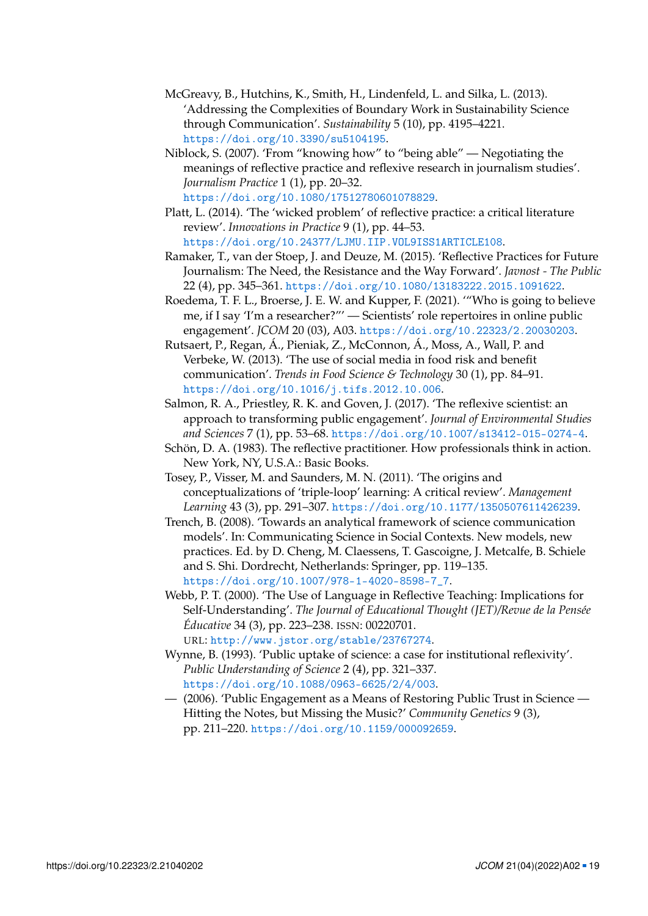McGreavy, B., Hutchins, K., Smith, H., Lindenfeld, L. and Silka, L. (2013). 'Addressing the Complexities of Boundary Work in Sustainability Science through Communication'. *Sustainability* 5 (10), pp. 4195–4221. https://doi.org/10.3390/su5104195.

Niblock, S. (2007). 'From "knowing how" to "being able" — Negotiating the meanings of reflective practice and reflexive research in journalism studies'. *Journalism Practice* 1 (1), pp. 20–32. https://doi.org/10.1080/17512780601078829.

Platt, L. (2014). 'The 'wicked problem' of reflective practice: a critical literature review'. *Innovations in Practice* 9 (1), pp. 44–53. https://doi.org/10.24377/LJMU.IIP.VOL9ISS1ARTICLE108.

Ramaker, T., van der Stoep, J. and Deuze, M. (2015). 'Reflective Practices for Future Journalism: The Need, the Resistance and the Way Forward'. *Javnost - The Public* 22 (4), pp. 345–361. https://doi.org/10.1080/13183222.2015.1091622.

Roedema, T. F. L., Broerse, J. E. W. and Kupper, F. (2021). '"Who is going to believe me, if I say 'I'm a researcher?"' — Scientists' role repertoires in online public engagement'. *JCOM* 20 (03), A03. https://doi.org/10.22323/2.20030203.

Rutsaert, P., Regan, Á., Pieniak, Z., McConnon, Á., Moss, A., Wall, P. and Verbeke, W. (2013). 'The use of social media in food risk and benefit communication'. *Trends in Food Science & Technology* 30 (1), pp. 84–91. https://doi.org/10.1016/j.tifs.2012.10.006.

Salmon, R. A., Priestley, R. K. and Goven, J. (2017). 'The reflexive scientist: an approach to transforming public engagement'. *Journal of Environmental Studies and Sciences* 7 (1), pp. 53–68. https://doi.org/10.1007/s13412-015-0274-4.

Schön, D. A. (1983). The reflective practitioner. How professionals think in action. New York, NY, U.S.A.: Basic Books.

Tosey, P., Visser, M. and Saunders, M. N. (2011). 'The origins and conceptualizations of 'triple-loop' learning: A critical review'. *Management Learning* 43 (3), pp. 291–307. https://doi.org/10.1177/1350507611426239.

Trench, B. (2008). 'Towards an analytical framework of science communication models'. In: Communicating Science in Social Contexts. New models, new practices. Ed. by D. Cheng, M. Claessens, T. Gascoigne, J. Metcalfe, B. Schiele and S. Shi. Dordrecht, Netherlands: Springer, pp. 119–135. https://doi.org/10.1007/978-1-4020-8598-7_7.

Webb, P. T. (2000). 'The Use of Language in Reflective Teaching: Implications for Self-Understanding'. *The Journal of Educational Thought (JET)/Revue de la Pensée Éducative* 34 (3), pp. 223–238. ISSN: 00220701. URL: http://www.jstor.org/stable/23767274.

Wynne, B. (1993). 'Public uptake of science: a case for institutional reflexivity'. *Public Understanding of Science* 2 (4), pp. 321–337. https://doi.org/10.1088/0963-6625/2/4/003.

— (2006). 'Public Engagement as a Means of Restoring Public Trust in Science — Hitting the Notes, but Missing the Music?' *Community Genetics* 9 (3), pp. 211–220. https://doi.org/10.1159/000092659.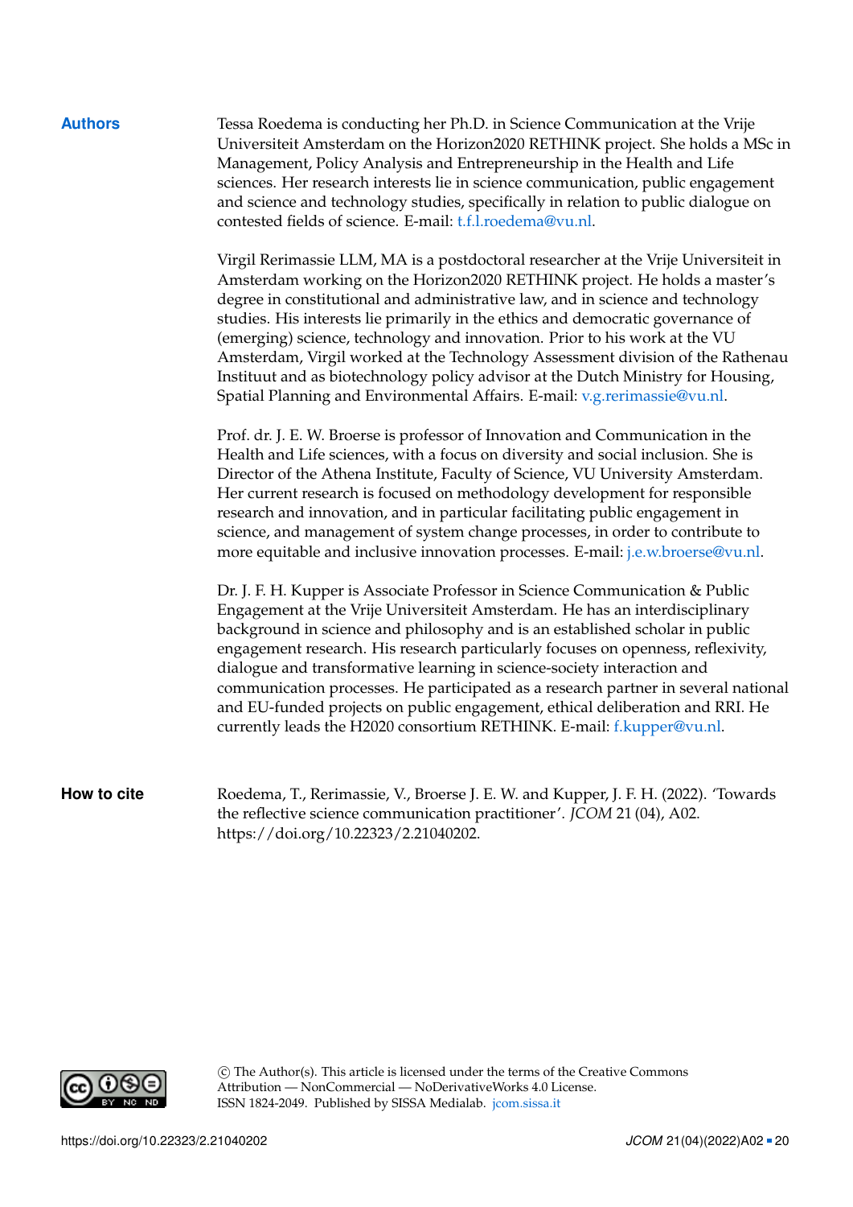**Authors**

Tessa Roedema is conducting her Ph.D. in Science Communication at the Vrije Universiteit Amsterdam on the Horizon2020 RETHINK project. She holds a MSc in Management, Policy Analysis and Entrepreneurship in the Health and Life sciences. Her research interests lie in science communication, public engagement and science and technology studies, specifically in relation to public dialogue on contested fields of science. E-mail: t.f.l.roedema@vu.nl.

Virgil Rerimassie LLM, MA is a postdoctoral researcher at the Vrije Universiteit in Amsterdam working on the Horizon2020 RETHINK project. He holds a master's degree in constitutional and administrative law, and in science and technology studies. His interests lie primarily in the ethics and democratic governance of (emerging) science, technology and innovation. Prior to his work at the VU Amsterdam, Virgil worked at the Technology Assessment division of the Rathenau Instituut and as biotechnology policy advisor at the Dutch Ministry for Housing, Spatial Planning and Environmental Affairs. E-mail: v.g.rerimassie@vu.nl.

Prof. dr. J. E. W. Broerse is professor of Innovation and Communication in the Health and Life sciences, with a focus on diversity and social inclusion. She is Director of the Athena Institute, Faculty of Science, VU University Amsterdam. Her current research is focused on methodology development for responsible research and innovation, and in particular facilitating public engagement in science, and management of system change processes, in order to contribute to more equitable and inclusive innovation processes. E-mail: j.e.w.broerse@vu.nl.

Dr. J. F. H. Kupper is Associate Professor in Science Communication & Public Engagement at the Vrije Universiteit Amsterdam. He has an interdisciplinary background in science and philosophy and is an established scholar in public engagement research. His research particularly focuses on openness, reflexivity, dialogue and transformative learning in science-society interaction and communication processes. He participated as a research partner in several national and EU-funded projects on public engagement, ethical deliberation and RRI. He currently leads the H2020 consortium RETHINK. E-mail: f.kupper@vu.nl.

**How to cite**

Roedema, T., Rerimassie, V., Broerse J. E. W. and Kupper, J. F. H. (2022). 'Towards the reflective science communication practitioner'. *JCOM* 21 (04), A02. https://doi.org/10.22323/2.21040202.

© The Author(s). This article is licensed under the terms of the Creative Commons Attribution — NonCommercial — NoDerivativeWorks 4.0 License.
ISSN 1824-2049. Published by SISSA Medialab. jcom.sissa.it